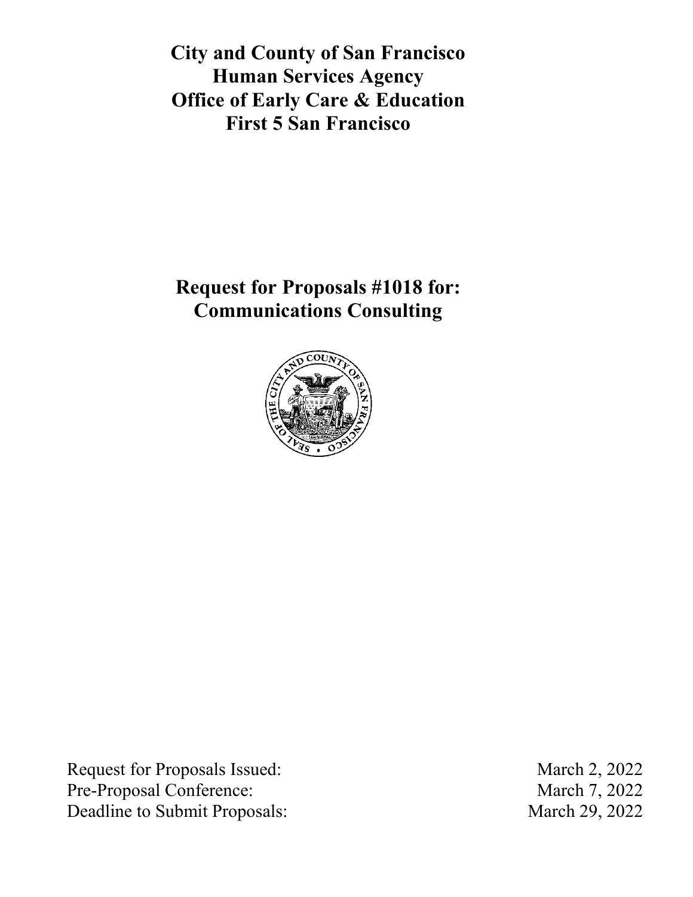# City and County of San Francisco
# Human Services Agency
# Office of Early Care & Education
# First 5 San Francisco

## Request for Proposals #1018 for: Communications Consulting

| | |
|---|---|
| Request for Proposals Issued: | March 2, 2022 |
| Pre-Proposal Conference: | March 7, 2022 |
| Deadline to Submit Proposals: | March 29, 2022 |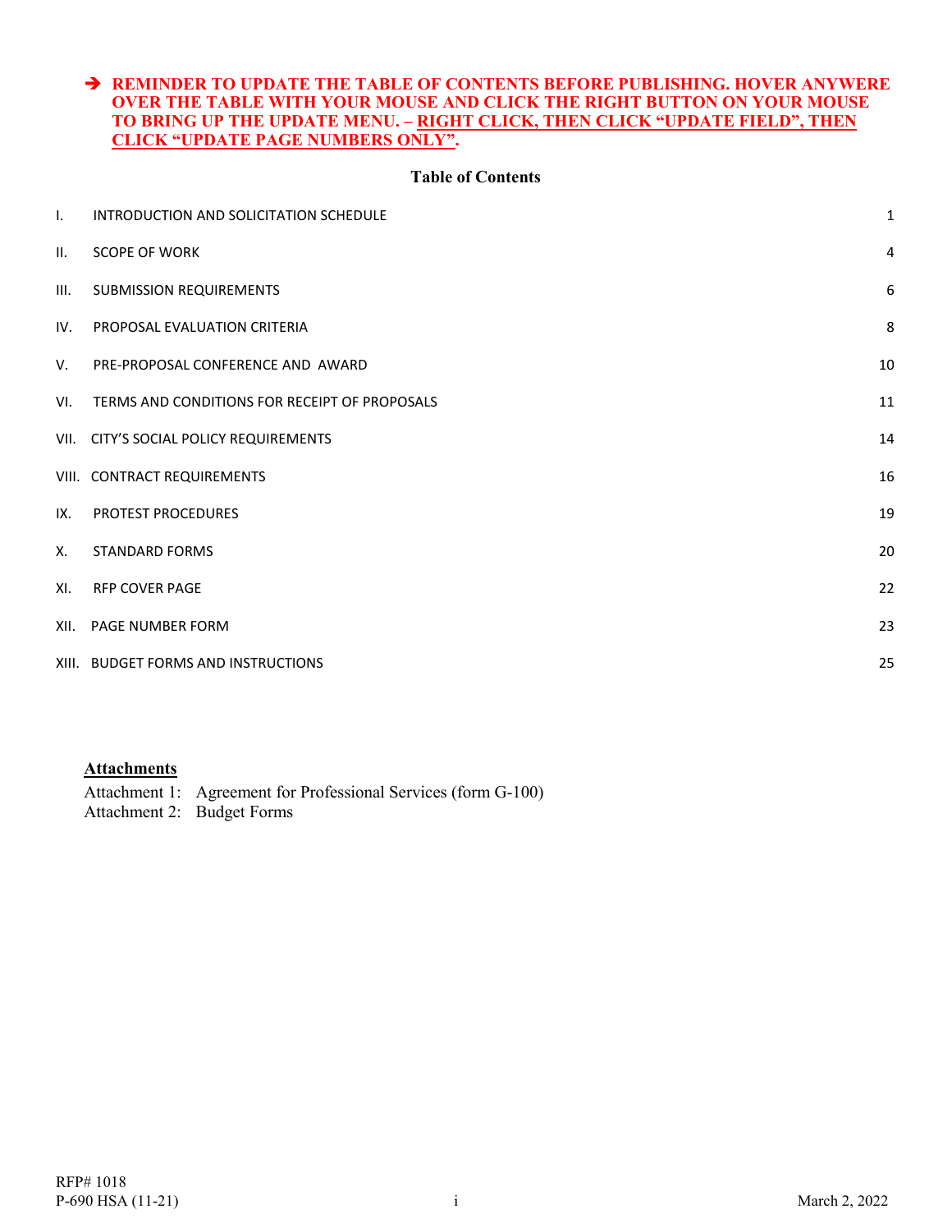**➔ REMINDER TO UPDATE THE TABLE OF CONTENTS BEFORE PUBLISHING. HOVER ANYWERE OVER THE TABLE WITH YOUR MOUSE AND CLICK THE RIGHT BUTTON ON YOUR MOUSE TO BRING UP THE UPDATE MENU. – RIGHT CLICK, THEN CLICK "UPDATE FIELD", THEN CLICK "UPDATE PAGE NUMBERS ONLY".**

## Table of Contents

| | | |
|---|---|---|
| I. | INTRODUCTION AND SOLICITATION SCHEDULE | 1 |
| II. | SCOPE OF WORK | 4 |
| III. | SUBMISSION REQUIREMENTS | 6 |
| IV. | PROPOSAL EVALUATION CRITERIA | 8 |
| V. | PRE-PROPOSAL CONFERENCE AND AWARD | 10 |
| VI. | TERMS AND CONDITIONS FOR RECEIPT OF PROPOSALS | 11 |
| VII. | CITY'S SOCIAL POLICY REQUIREMENTS | 14 |
| VIII. | CONTRACT REQUIREMENTS | 16 |
| IX. | PROTEST PROCEDURES | 19 |
| X. | STANDARD FORMS | 20 |
| XI. | RFP COVER PAGE | 22 |
| XII. | PAGE NUMBER FORM | 23 |
| XIII. | BUDGET FORMS AND INSTRUCTIONS | 25 |

**Attachments**

Attachment 1: Agreement for Professional Services (form G-100)
Attachment 2: Budget Forms

RFP# 1018
P-690 HSA (11-21)
March 2, 2022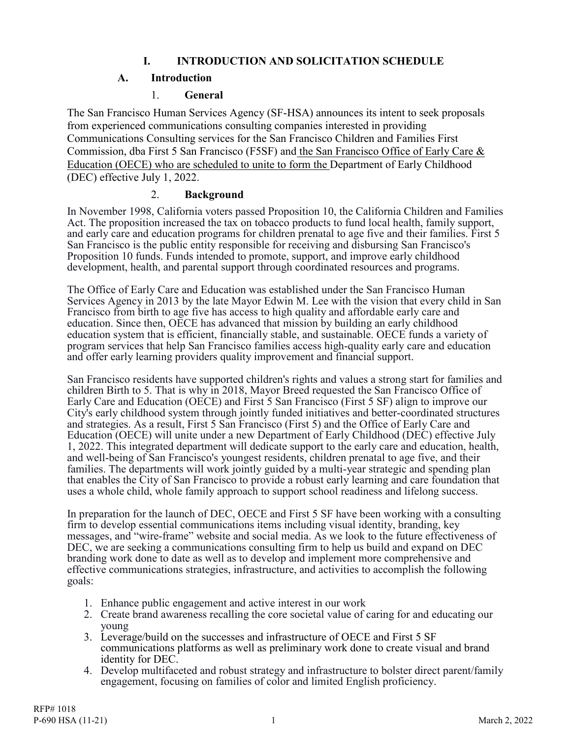# I. INTRODUCTION AND SOLICITATION SCHEDULE

## A. Introduction

### 1. General

The San Francisco Human Services Agency (SF-HSA) announces its intent to seek proposals from experienced communications consulting companies interested in providing Communications Consulting services for the San Francisco Children and Families First Commission, dba First 5 San Francisco (F5SF) and the San Francisco Office of Early Care & Education (OECE) who are scheduled to unite to form the Department of Early Childhood (DEC) effective July 1, 2022.

### 2. Background

In November 1998, California voters passed Proposition 10, the California Children and Families Act. The proposition increased the tax on tobacco products to fund local health, family support, and early care and education programs for children prenatal to age five and their families. First 5 San Francisco is the public entity responsible for receiving and disbursing San Francisco's Proposition 10 funds. Funds intended to promote, support, and improve early childhood development, health, and parental support through coordinated resources and programs.

The Office of Early Care and Education was established under the San Francisco Human Services Agency in 2013 by the late Mayor Edwin M. Lee with the vision that every child in San Francisco from birth to age five has access to high quality and affordable early care and education. Since then, OECE has advanced that mission by building an early childhood education system that is efficient, financially stable, and sustainable. OECE funds a variety of program services that help San Francisco families access high-quality early care and education and offer early learning providers quality improvement and financial support.

San Francisco residents have supported children's rights and values a strong start for families and children Birth to 5. That is why in 2018, Mayor Breed requested the San Francisco Office of Early Care and Education (OECE) and First 5 San Francisco (First 5 SF) align to improve our City's early childhood system through jointly funded initiatives and better-coordinated structures and strategies. As a result, First 5 San Francisco (First 5) and the Office of Early Care and Education (OECE) will unite under a new Department of Early Childhood (DEC) effective July 1, 2022. This integrated department will dedicate support to the early care and education, health, and well-being of San Francisco's youngest residents, children prenatal to age five, and their families. The departments will work jointly guided by a multi-year strategic and spending plan that enables the City of San Francisco to provide a robust early learning and care foundation that uses a whole child, whole family approach to support school readiness and lifelong success.

In preparation for the launch of DEC, OECE and First 5 SF have been working with a consulting firm to develop essential communications items including visual identity, branding, key messages, and "wire-frame" website and social media. As we look to the future effectiveness of DEC, we are seeking a communications consulting firm to help us build and expand on DEC branding work done to date as well as to develop and implement more comprehensive and effective communications strategies, infrastructure, and activities to accomplish the following goals:

1. Enhance public engagement and active interest in our work
2. Create brand awareness recalling the core societal value of caring for and educating our young
3. Leverage/build on the successes and infrastructure of OECE and First 5 SF communications platforms as well as preliminary work done to create visual and brand identity for DEC.
4. Develop multifaceted and robust strategy and infrastructure to bolster direct parent/family engagement, focusing on families of color and limited English proficiency.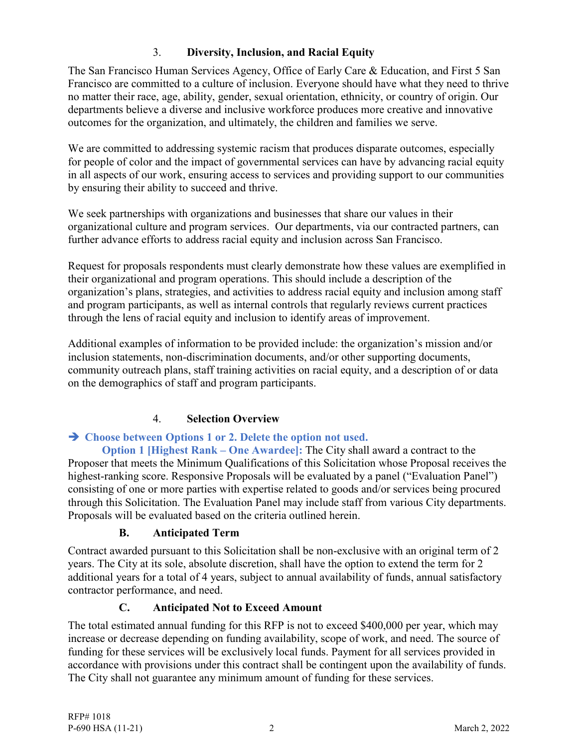### 3. Diversity, Inclusion, and Racial Equity

The San Francisco Human Services Agency, Office of Early Care & Education, and First 5 San Francisco are committed to a culture of inclusion. Everyone should have what they need to thrive no matter their race, age, ability, gender, sexual orientation, ethnicity, or country of origin. Our departments believe a diverse and inclusive workforce produces more creative and innovative outcomes for the organization, and ultimately, the children and families we serve.

We are committed to addressing systemic racism that produces disparate outcomes, especially for people of color and the impact of governmental services can have by advancing racial equity in all aspects of our work, ensuring access to services and providing support to our communities by ensuring their ability to succeed and thrive.

We seek partnerships with organizations and businesses that share our values in their organizational culture and program services. Our departments, via our contracted partners, can further advance efforts to address racial equity and inclusion across San Francisco.

Request for proposals respondents must clearly demonstrate how these values are exemplified in their organizational and program operations. This should include a description of the organization's plans, strategies, and activities to address racial equity and inclusion among staff and program participants, as well as internal controls that regularly reviews current practices through the lens of racial equity and inclusion to identify areas of improvement.

Additional examples of information to be provided include: the organization's mission and/or inclusion statements, non-discrimination documents, and/or other supporting documents, community outreach plans, staff training activities on racial equity, and a description of or data on the demographics of staff and program participants.

### 4. Selection Overview

➔ **Choose between Options 1 or 2. Delete the option not used.**

**Option 1 [Highest Rank – One Awardee]:** The City shall award a contract to the Proposer that meets the Minimum Qualifications of this Solicitation whose Proposal receives the highest-ranking score. Responsive Proposals will be evaluated by a panel ("Evaluation Panel") consisting of one or more parties with expertise related to goods and/or services being procured through this Solicitation. The Evaluation Panel may include staff from various City departments. Proposals will be evaluated based on the criteria outlined herein.

### B. Anticipated Term

Contract awarded pursuant to this Solicitation shall be non-exclusive with an original term of 2 years. The City at its sole, absolute discretion, shall have the option to extend the term for 2 additional years for a total of 4 years, subject to annual availability of funds, annual satisfactory contractor performance, and need.

### C. Anticipated Not to Exceed Amount

The total estimated annual funding for this RFP is not to exceed $400,000 per year, which may increase or decrease depending on funding availability, scope of work, and need. The source of funding for these services will be exclusively local funds. Payment for all services provided in accordance with provisions under this contract shall be contingent upon the availability of funds. The City shall not guarantee any minimum amount of funding for these services.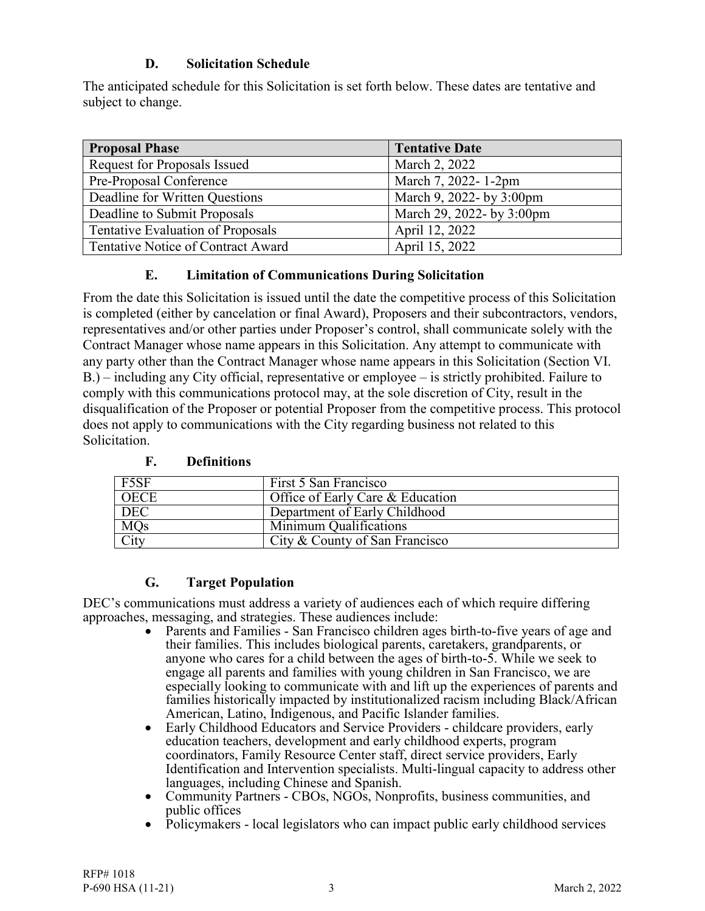### D. Solicitation Schedule

The anticipated schedule for this Solicitation is set forth below. These dates are tentative and subject to change.

| Proposal Phase | Tentative Date |
|---|---|
| Request for Proposals Issued | March 2, 2022 |
| Pre-Proposal Conference | March 7, 2022- 1-2pm |
| Deadline for Written Questions | March 9, 2022- by 3:00pm |
| Deadline to Submit Proposals | March 29, 2022- by 3:00pm |
| Tentative Evaluation of Proposals | April 12, 2022 |
| Tentative Notice of Contract Award | April 15, 2022 |

### E. Limitation of Communications During Solicitation

From the date this Solicitation is issued until the date the competitive process of this Solicitation is completed (either by cancelation or final Award), Proposers and their subcontractors, vendors, representatives and/or other parties under Proposer's control, shall communicate solely with the Contract Manager whose name appears in this Solicitation. Any attempt to communicate with any party other than the Contract Manager whose name appears in this Solicitation (Section VI. B.) – including any City official, representative or employee – is strictly prohibited. Failure to comply with this communications protocol may, at the sole discretion of City, result in the disqualification of the Proposer or potential Proposer from the competitive process. This protocol does not apply to communications with the City regarding business not related to this Solicitation.

### F. Definitions

| | |
|---|---|
| F5SF | First 5 San Francisco |
| OECE | Office of Early Care & Education |
| DEC | Department of Early Childhood |
| MQs | Minimum Qualifications |
| City | City & County of San Francisco |

### G. Target Population

DEC's communications must address a variety of audiences each of which require differing approaches, messaging, and strategies. These audiences include:

- Parents and Families - San Francisco children ages birth-to-five years of age and their families. This includes biological parents, caretakers, grandparents, or anyone who cares for a child between the ages of birth-to-5. While we seek to engage all parents and families with young children in San Francisco, we are especially looking to communicate with and lift up the experiences of parents and families historically impacted by institutionalized racism including Black/African American, Latino, Indigenous, and Pacific Islander families.
- Early Childhood Educators and Service Providers - childcare providers, early education teachers, development and early childhood experts, program coordinators, Family Resource Center staff, direct service providers, Early Identification and Intervention specialists. Multi-lingual capacity to address other languages, including Chinese and Spanish.
- Community Partners - CBOs, NGOs, Nonprofits, business communities, and public offices
- Policymakers - local legislators who can impact public early childhood services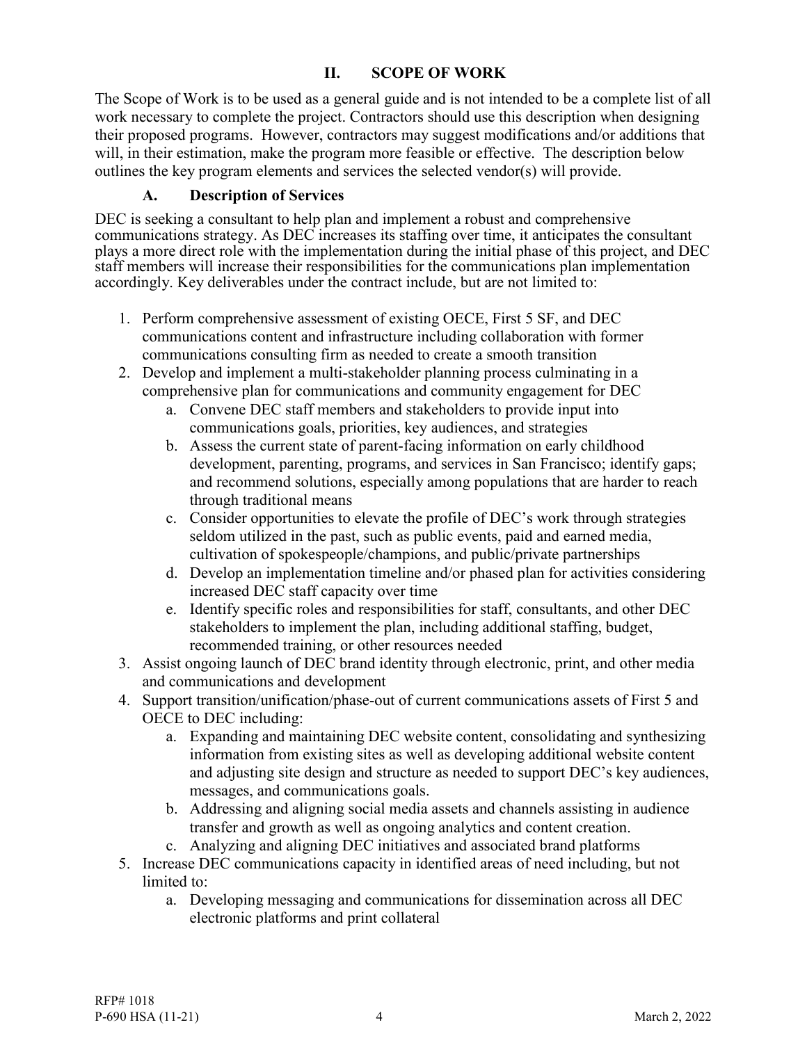## II. SCOPE OF WORK

The Scope of Work is to be used as a general guide and is not intended to be a complete list of all work necessary to complete the project. Contractors should use this description when designing their proposed programs. However, contractors may suggest modifications and/or additions that will, in their estimation, make the program more feasible or effective. The description below outlines the key program elements and services the selected vendor(s) will provide.

### A. Description of Services

DEC is seeking a consultant to help plan and implement a robust and comprehensive communications strategy. As DEC increases its staffing over time, it anticipates the consultant plays a more direct role with the implementation during the initial phase of this project, and DEC staff members will increase their responsibilities for the communications plan implementation accordingly. Key deliverables under the contract include, but are not limited to:

1. Perform comprehensive assessment of existing OECE, First 5 SF, and DEC communications content and infrastructure including collaboration with former communications consulting firm as needed to create a smooth transition
2. Develop and implement a multi-stakeholder planning process culminating in a comprehensive plan for communications and community engagement for DEC
   a. Convene DEC staff members and stakeholders to provide input into communications goals, priorities, key audiences, and strategies
   b. Assess the current state of parent-facing information on early childhood development, parenting, programs, and services in San Francisco; identify gaps; and recommend solutions, especially among populations that are harder to reach through traditional means
   c. Consider opportunities to elevate the profile of DEC's work through strategies seldom utilized in the past, such as public events, paid and earned media, cultivation of spokespeople/champions, and public/private partnerships
   d. Develop an implementation timeline and/or phased plan for activities considering increased DEC staff capacity over time
   e. Identify specific roles and responsibilities for staff, consultants, and other DEC stakeholders to implement the plan, including additional staffing, budget, recommended training, or other resources needed
3. Assist ongoing launch of DEC brand identity through electronic, print, and other media and communications and development
4. Support transition/unification/phase-out of current communications assets of First 5 and OECE to DEC including:
   a. Expanding and maintaining DEC website content, consolidating and synthesizing information from existing sites as well as developing additional website content and adjusting site design and structure as needed to support DEC's key audiences, messages, and communications goals.
   b. Addressing and aligning social media assets and channels assisting in audience transfer and growth as well as ongoing analytics and content creation.
   c. Analyzing and aligning DEC initiatives and associated brand platforms
5. Increase DEC communications capacity in identified areas of need including, but not limited to:
   a. Developing messaging and communications for dissemination across all DEC electronic platforms and print collateral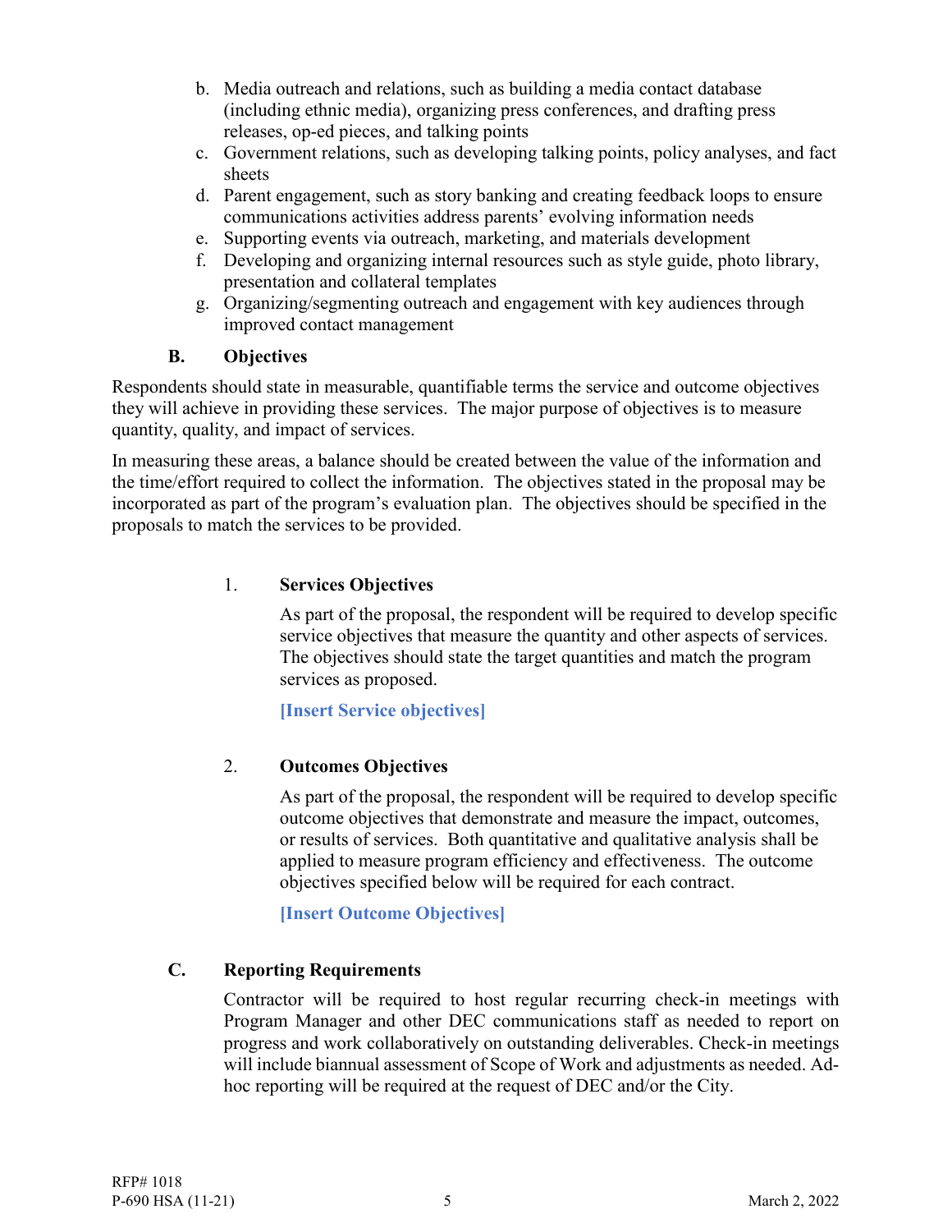b. Media outreach and relations, such as building a media contact database (including ethnic media), organizing press conferences, and drafting press releases, op-ed pieces, and talking points
c. Government relations, such as developing talking points, policy analyses, and fact sheets
d. Parent engagement, such as story banking and creating feedback loops to ensure communications activities address parents' evolving information needs
e. Supporting events via outreach, marketing, and materials development
f. Developing and organizing internal resources such as style guide, photo library, presentation and collateral templates
g. Organizing/segmenting outreach and engagement with key audiences through improved contact management

### B. Objectives

Respondents should state in measurable, quantifiable terms the service and outcome objectives they will achieve in providing these services. The major purpose of objectives is to measure quantity, quality, and impact of services.

In measuring these areas, a balance should be created between the value of the information and the time/effort required to collect the information. The objectives stated in the proposal may be incorporated as part of the program's evaluation plan. The objectives should be specified in the proposals to match the services to be provided.

#### 1. Services Objectives

As part of the proposal, the respondent will be required to develop specific service objectives that measure the quantity and other aspects of services. The objectives should state the target quantities and match the program services as proposed.

**[Insert Service objectives]**

#### 2. Outcomes Objectives

As part of the proposal, the respondent will be required to develop specific outcome objectives that demonstrate and measure the impact, outcomes, or results of services. Both quantitative and qualitative analysis shall be applied to measure program efficiency and effectiveness. The outcome objectives specified below will be required for each contract.

**[Insert Outcome Objectives]**

### C. Reporting Requirements

Contractor will be required to host regular recurring check-in meetings with Program Manager and other DEC communications staff as needed to report on progress and work collaboratively on outstanding deliverables. Check-in meetings will include biannual assessment of Scope of Work and adjustments as needed. Ad-hoc reporting will be required at the request of DEC and/or the City.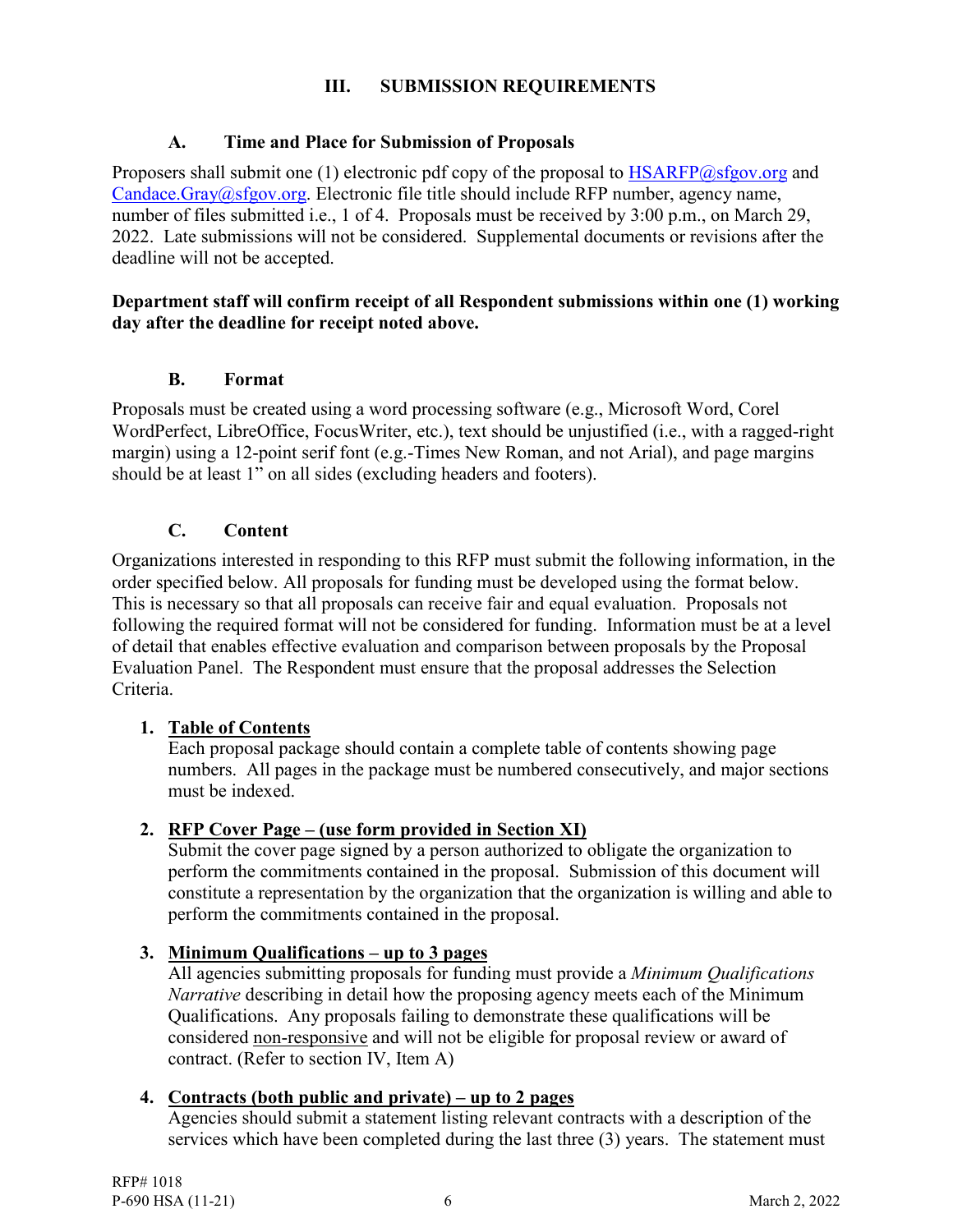## III. SUBMISSION REQUIREMENTS

### A. Time and Place for Submission of Proposals

Proposers shall submit one (1) electronic pdf copy of the proposal to HSARFP@sfgov.org and Candace.Gray@sfgov.org. Electronic file title should include RFP number, agency name, number of files submitted i.e., 1 of 4. Proposals must be received by 3:00 p.m., on March 29, 2022. Late submissions will not be considered. Supplemental documents or revisions after the deadline will not be accepted.

**Department staff will confirm receipt of all Respondent submissions within one (1) working day after the deadline for receipt noted above.**

### B. Format

Proposals must be created using a word processing software (e.g., Microsoft Word, Corel WordPerfect, LibreOffice, FocusWriter, etc.), text should be unjustified (i.e., with a ragged-right margin) using a 12-point serif font (e.g.-Times New Roman, and not Arial), and page margins should be at least 1" on all sides (excluding headers and footers).

### C. Content

Organizations interested in responding to this RFP must submit the following information, in the order specified below. All proposals for funding must be developed using the format below. This is necessary so that all proposals can receive fair and equal evaluation. Proposals not following the required format will not be considered for funding. Information must be at a level of detail that enables effective evaluation and comparison between proposals by the Proposal Evaluation Panel. The Respondent must ensure that the proposal addresses the Selection Criteria.

1. <u>**Table of Contents**</u>
   Each proposal package should contain a complete table of contents showing page numbers. All pages in the package must be numbered consecutively, and major sections must be indexed.

2. <u>**RFP Cover Page – (use form provided in Section XI)**</u>
   Submit the cover page signed by a person authorized to obligate the organization to perform the commitments contained in the proposal. Submission of this document will constitute a representation by the organization that the organization is willing and able to perform the commitments contained in the proposal.

3. <u>**Minimum Qualifications – up to 3 pages**</u>
   All agencies submitting proposals for funding must provide a *Minimum Qualifications Narrative* describing in detail how the proposing agency meets each of the Minimum Qualifications. Any proposals failing to demonstrate these qualifications will be considered <u>non-responsive</u> and will not be eligible for proposal review or award of contract. (Refer to section IV, Item A)

4. <u>**Contracts (both public and private) – up to 2 pages**</u>
   Agencies should submit a statement listing relevant contracts with a description of the services which have been completed during the last three (3) years. The statement must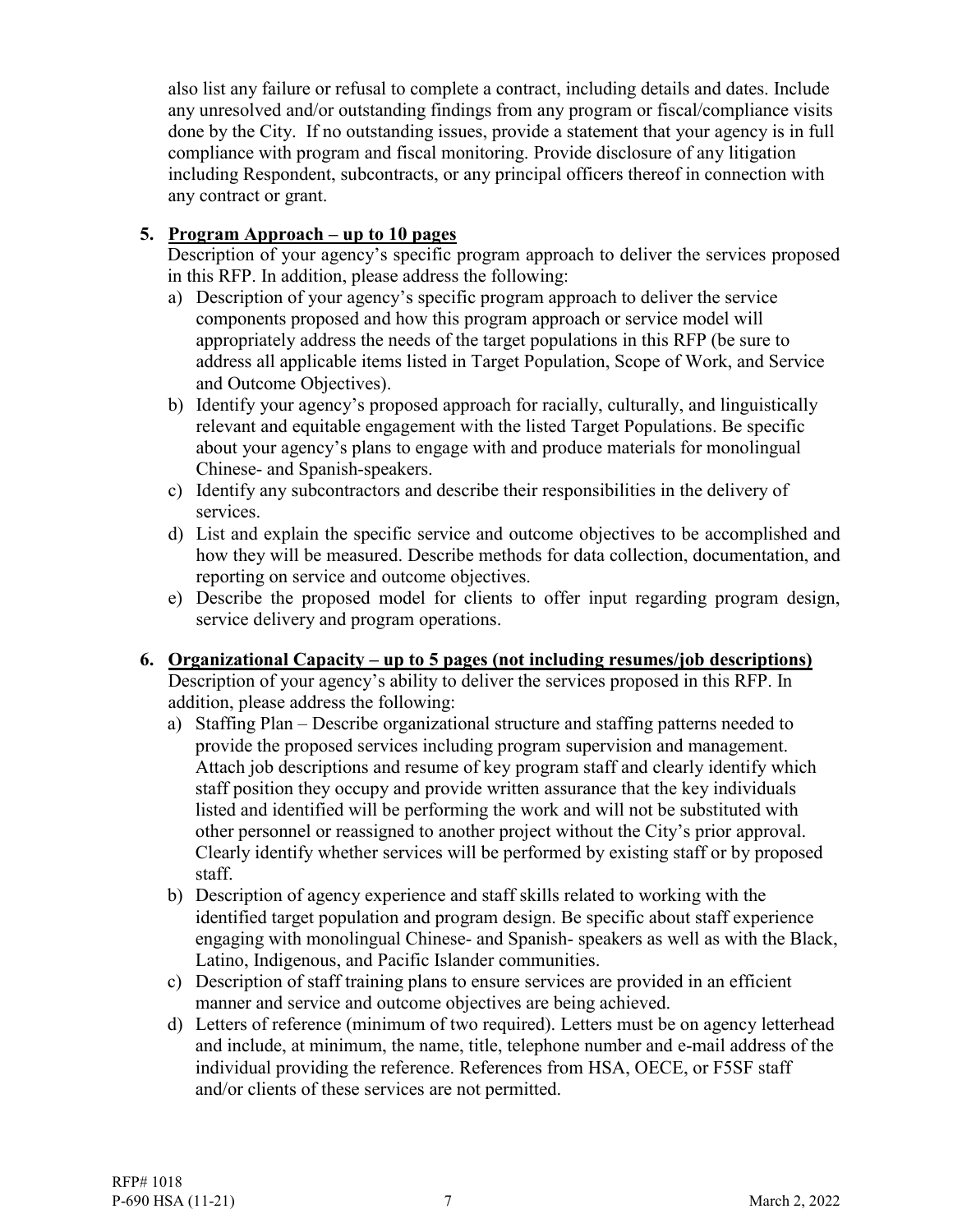also list any failure or refusal to complete a contract, including details and dates. Include any unresolved and/or outstanding findings from any program or fiscal/compliance visits done by the City. If no outstanding issues, provide a statement that your agency is in full compliance with program and fiscal monitoring. Provide disclosure of any litigation including Respondent, subcontracts, or any principal officers thereof in connection with any contract or grant.

5. **Program Approach – up to 10 pages**

   Description of your agency's specific program approach to deliver the services proposed in this RFP. In addition, please address the following:

   a) Description of your agency's specific program approach to deliver the service components proposed and how this program approach or service model will appropriately address the needs of the target populations in this RFP (be sure to address all applicable items listed in Target Population, Scope of Work, and Service and Outcome Objectives).
   b) Identify your agency's proposed approach for racially, culturally, and linguistically relevant and equitable engagement with the listed Target Populations. Be specific about your agency's plans to engage with and produce materials for monolingual Chinese- and Spanish-speakers.
   c) Identify any subcontractors and describe their responsibilities in the delivery of services.
   d) List and explain the specific service and outcome objectives to be accomplished and how they will be measured. Describe methods for data collection, documentation, and reporting on service and outcome objectives.
   e) Describe the proposed model for clients to offer input regarding program design, service delivery and program operations.

6. **Organizational Capacity – up to 5 pages (not including resumes/job descriptions)**

   Description of your agency's ability to deliver the services proposed in this RFP. In addition, please address the following:

   a) Staffing Plan – Describe organizational structure and staffing patterns needed to provide the proposed services including program supervision and management. Attach job descriptions and resume of key program staff and clearly identify which staff position they occupy and provide written assurance that the key individuals listed and identified will be performing the work and will not be substituted with other personnel or reassigned to another project without the City's prior approval. Clearly identify whether services will be performed by existing staff or by proposed staff.
   b) Description of agency experience and staff skills related to working with the identified target population and program design. Be specific about staff experience engaging with monolingual Chinese- and Spanish- speakers as well as with the Black, Latino, Indigenous, and Pacific Islander communities.
   c) Description of staff training plans to ensure services are provided in an efficient manner and service and outcome objectives are being achieved.
   d) Letters of reference (minimum of two required). Letters must be on agency letterhead and include, at minimum, the name, title, telephone number and e-mail address of the individual providing the reference. References from HSA, OECE, or F5SF staff and/or clients of these services are not permitted.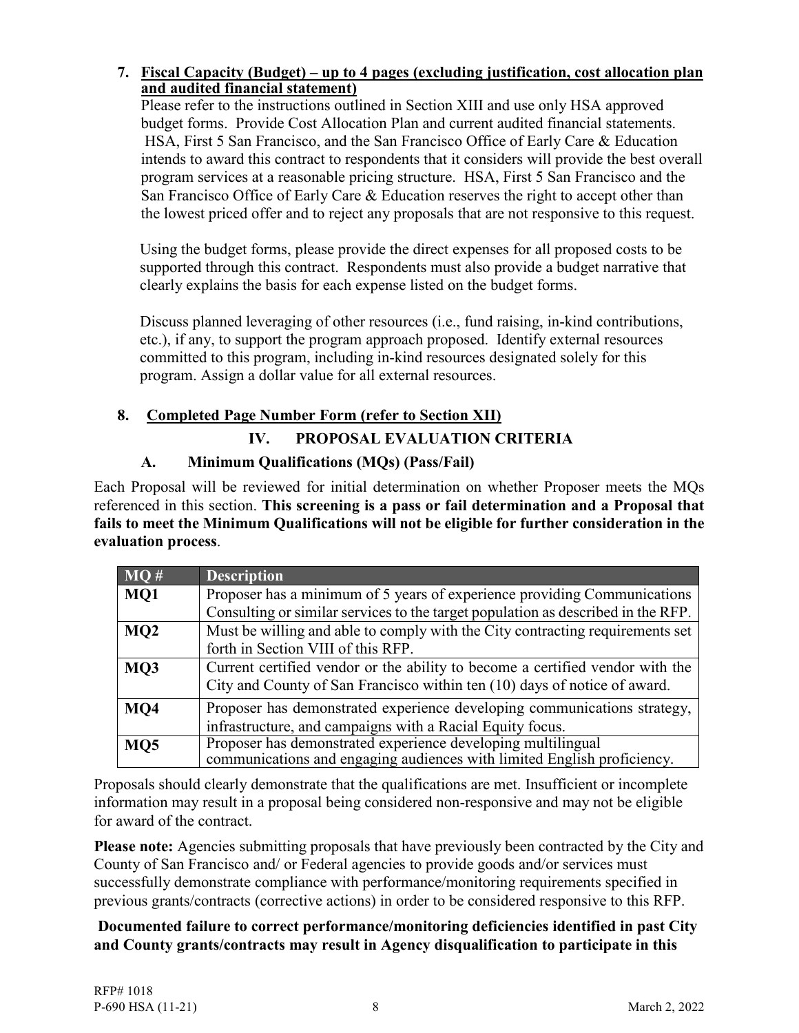7. **Fiscal Capacity (Budget) – up to 4 pages (excluding justification, cost allocation plan and audited financial statement)**

   Please refer to the instructions outlined in Section XIII and use only HSA approved budget forms. Provide Cost Allocation Plan and current audited financial statements. HSA, First 5 San Francisco, and the San Francisco Office of Early Care & Education intends to award this contract to respondents that it considers will provide the best overall program services at a reasonable pricing structure. HSA, First 5 San Francisco and the San Francisco Office of Early Care & Education reserves the right to accept other than the lowest priced offer and to reject any proposals that are not responsive to this request.

   Using the budget forms, please provide the direct expenses for all proposed costs to be supported through this contract. Respondents must also provide a budget narrative that clearly explains the basis for each expense listed on the budget forms.

   Discuss planned leveraging of other resources (i.e., fund raising, in-kind contributions, etc.), if any, to support the program approach proposed. Identify external resources committed to this program, including in-kind resources designated solely for this program. Assign a dollar value for all external resources.

8. **Completed Page Number Form (refer to Section XII)**

## IV. PROPOSAL EVALUATION CRITERIA

### A. Minimum Qualifications (MQs) (Pass/Fail)

Each Proposal will be reviewed for initial determination on whether Proposer meets the MQs referenced in this section. **This screening is a pass or fail determination and a Proposal that fails to meet the Minimum Qualifications will not be eligible for further consideration in the evaluation process**.

| MQ # | Description |
|---|---|
| **MQ1** | Proposer has a minimum of 5 years of experience providing Communications Consulting or similar services to the target population as described in the RFP. |
| **MQ2** | Must be willing and able to comply with the City contracting requirements set forth in Section VIII of this RFP. |
| **MQ3** | Current certified vendor or the ability to become a certified vendor with the City and County of San Francisco within ten (10) days of notice of award. |
| **MQ4** | Proposer has demonstrated experience developing communications strategy, infrastructure, and campaigns with a Racial Equity focus. |
| **MQ5** | Proposer has demonstrated experience developing multilingual communications and engaging audiences with limited English proficiency. |

Proposals should clearly demonstrate that the qualifications are met. Insufficient or incomplete information may result in a proposal being considered non-responsive and may not be eligible for award of the contract.

**Please note:** Agencies submitting proposals that have previously been contracted by the City and County of San Francisco and/ or Federal agencies to provide goods and/or services must successfully demonstrate compliance with performance/monitoring requirements specified in previous grants/contracts (corrective actions) in order to be considered responsive to this RFP.

**Documented failure to correct performance/monitoring deficiencies identified in past City and County grants/contracts may result in Agency disqualification to participate in this**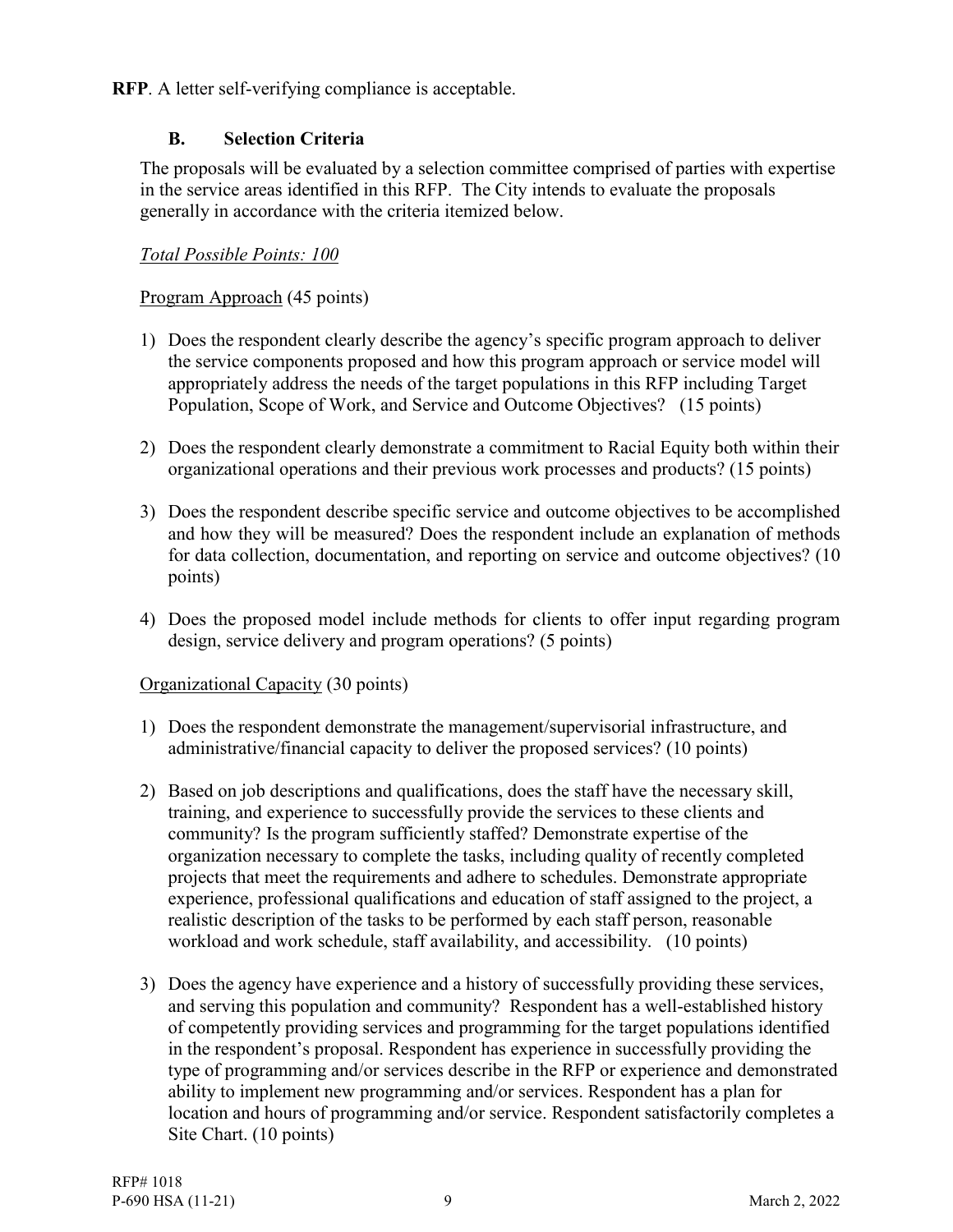**RFP**. A letter self-verifying compliance is acceptable.

### B. Selection Criteria

The proposals will be evaluated by a selection committee comprised of parties with expertise in the service areas identified in this RFP. The City intends to evaluate the proposals generally in accordance with the criteria itemized below.

*Total Possible Points: 100*

Program Approach (45 points)

1) Does the respondent clearly describe the agency's specific program approach to deliver the service components proposed and how this program approach or service model will appropriately address the needs of the target populations in this RFP including Target Population, Scope of Work, and Service and Outcome Objectives? (15 points)

2) Does the respondent clearly demonstrate a commitment to Racial Equity both within their organizational operations and their previous work processes and products? (15 points)

3) Does the respondent describe specific service and outcome objectives to be accomplished and how they will be measured? Does the respondent include an explanation of methods for data collection, documentation, and reporting on service and outcome objectives? (10 points)

4) Does the proposed model include methods for clients to offer input regarding program design, service delivery and program operations? (5 points)

Organizational Capacity (30 points)

1) Does the respondent demonstrate the management/supervisorial infrastructure, and administrative/financial capacity to deliver the proposed services? (10 points)

2) Based on job descriptions and qualifications, does the staff have the necessary skill, training, and experience to successfully provide the services to these clients and community? Is the program sufficiently staffed? Demonstrate expertise of the organization necessary to complete the tasks, including quality of recently completed projects that meet the requirements and adhere to schedules. Demonstrate appropriate experience, professional qualifications and education of staff assigned to the project, a realistic description of the tasks to be performed by each staff person, reasonable workload and work schedule, staff availability, and accessibility. (10 points)

3) Does the agency have experience and a history of successfully providing these services, and serving this population and community? Respondent has a well-established history of competently providing services and programming for the target populations identified in the respondent's proposal. Respondent has experience in successfully providing the type of programming and/or services describe in the RFP or experience and demonstrated ability to implement new programming and/or services. Respondent has a plan for location and hours of programming and/or service. Respondent satisfactorily completes a Site Chart. (10 points)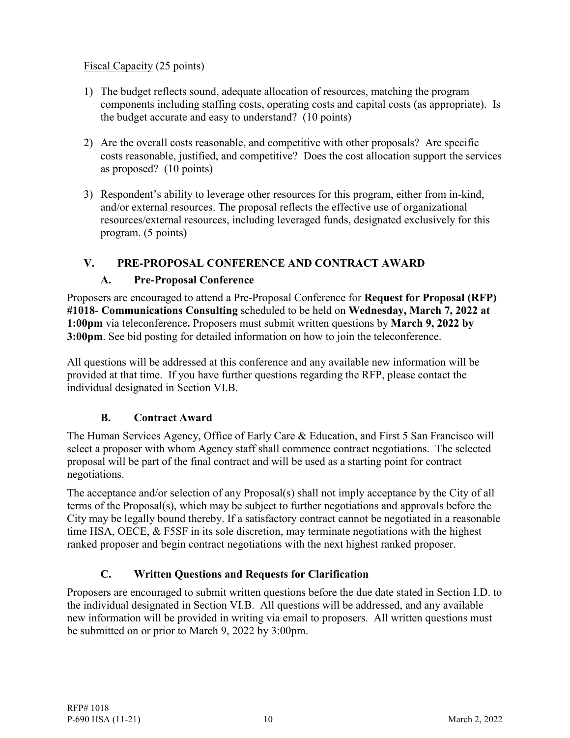Fiscal Capacity (25 points)

1) The budget reflects sound, adequate allocation of resources, matching the program components including staffing costs, operating costs and capital costs (as appropriate). Is the budget accurate and easy to understand? (10 points)

2) Are the overall costs reasonable, and competitive with other proposals? Are specific costs reasonable, justified, and competitive? Does the cost allocation support the services as proposed? (10 points)

3) Respondent's ability to leverage other resources for this program, either from in-kind, and/or external resources. The proposal reflects the effective use of organizational resources/external resources, including leveraged funds, designated exclusively for this program. (5 points)

## V. PRE-PROPOSAL CONFERENCE AND CONTRACT AWARD

### A. Pre-Proposal Conference

Proposers are encouraged to attend a Pre-Proposal Conference for **Request for Proposal (RFP) #1018- Communications Consulting** scheduled to be held on **Wednesday, March 7, 2022 at 1:00pm** via teleconference**.** Proposers must submit written questions by **March 9, 2022 by 3:00pm**. See bid posting for detailed information on how to join the teleconference.

All questions will be addressed at this conference and any available new information will be provided at that time. If you have further questions regarding the RFP, please contact the individual designated in Section VI.B.

### B. Contract Award

The Human Services Agency, Office of Early Care & Education, and First 5 San Francisco will select a proposer with whom Agency staff shall commence contract negotiations. The selected proposal will be part of the final contract and will be used as a starting point for contract negotiations.

The acceptance and/or selection of any Proposal(s) shall not imply acceptance by the City of all terms of the Proposal(s), which may be subject to further negotiations and approvals before the City may be legally bound thereby. If a satisfactory contract cannot be negotiated in a reasonable time HSA, OECE, & F5SF in its sole discretion, may terminate negotiations with the highest ranked proposer and begin contract negotiations with the next highest ranked proposer.

### C. Written Questions and Requests for Clarification

Proposers are encouraged to submit written questions before the due date stated in Section I.D. to the individual designated in Section VI.B. All questions will be addressed, and any available new information will be provided in writing via email to proposers. All written questions must be submitted on or prior to March 9, 2022 by 3:00pm.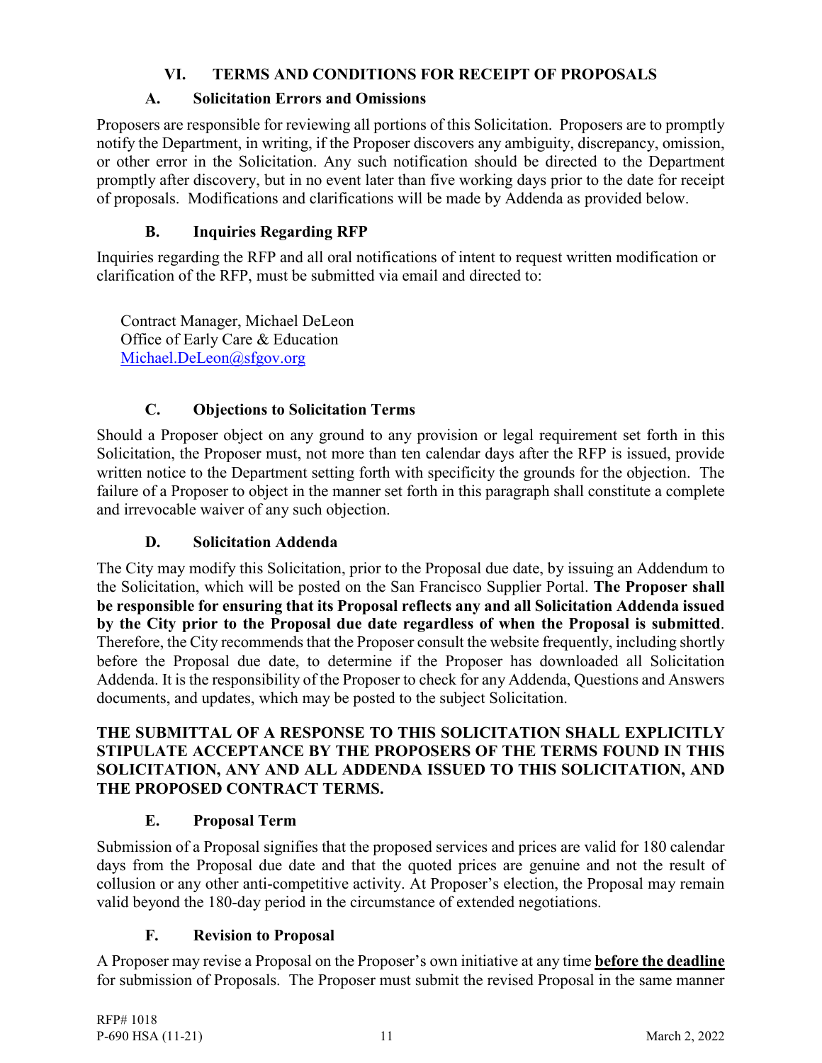## VI. TERMS AND CONDITIONS FOR RECEIPT OF PROPOSALS

### A. Solicitation Errors and Omissions

Proposers are responsible for reviewing all portions of this Solicitation. Proposers are to promptly notify the Department, in writing, if the Proposer discovers any ambiguity, discrepancy, omission, or other error in the Solicitation. Any such notification should be directed to the Department promptly after discovery, but in no event later than five working days prior to the date for receipt of proposals. Modifications and clarifications will be made by Addenda as provided below.

### B. Inquiries Regarding RFP

Inquiries regarding the RFP and all oral notifications of intent to request written modification or clarification of the RFP, must be submitted via email and directed to:

Contract Manager, Michael DeLeon
Office of Early Care & Education
Michael.DeLeon@sfgov.org

### C. Objections to Solicitation Terms

Should a Proposer object on any ground to any provision or legal requirement set forth in this Solicitation, the Proposer must, not more than ten calendar days after the RFP is issued, provide written notice to the Department setting forth with specificity the grounds for the objection. The failure of a Proposer to object in the manner set forth in this paragraph shall constitute a complete and irrevocable waiver of any such objection.

### D. Solicitation Addenda

The City may modify this Solicitation, prior to the Proposal due date, by issuing an Addendum to the Solicitation, which will be posted on the San Francisco Supplier Portal. **The Proposer shall be responsible for ensuring that its Proposal reflects any and all Solicitation Addenda issued by the City prior to the Proposal due date regardless of when the Proposal is submitted**. Therefore, the City recommends that the Proposer consult the website frequently, including shortly before the Proposal due date, to determine if the Proposer has downloaded all Solicitation Addenda. It is the responsibility of the Proposer to check for any Addenda, Questions and Answers documents, and updates, which may be posted to the subject Solicitation.

**THE SUBMITTAL OF A RESPONSE TO THIS SOLICITATION SHALL EXPLICITLY STIPULATE ACCEPTANCE BY THE PROPOSERS OF THE TERMS FOUND IN THIS SOLICITATION, ANY AND ALL ADDENDA ISSUED TO THIS SOLICITATION, AND THE PROPOSED CONTRACT TERMS.**

### E. Proposal Term

Submission of a Proposal signifies that the proposed services and prices are valid for 180 calendar days from the Proposal due date and that the quoted prices are genuine and not the result of collusion or any other anti-competitive activity. At Proposer's election, the Proposal may remain valid beyond the 180-day period in the circumstance of extended negotiations.

### F. Revision to Proposal

A Proposer may revise a Proposal on the Proposer's own initiative at any time **before the deadline** for submission of Proposals. The Proposer must submit the revised Proposal in the same manner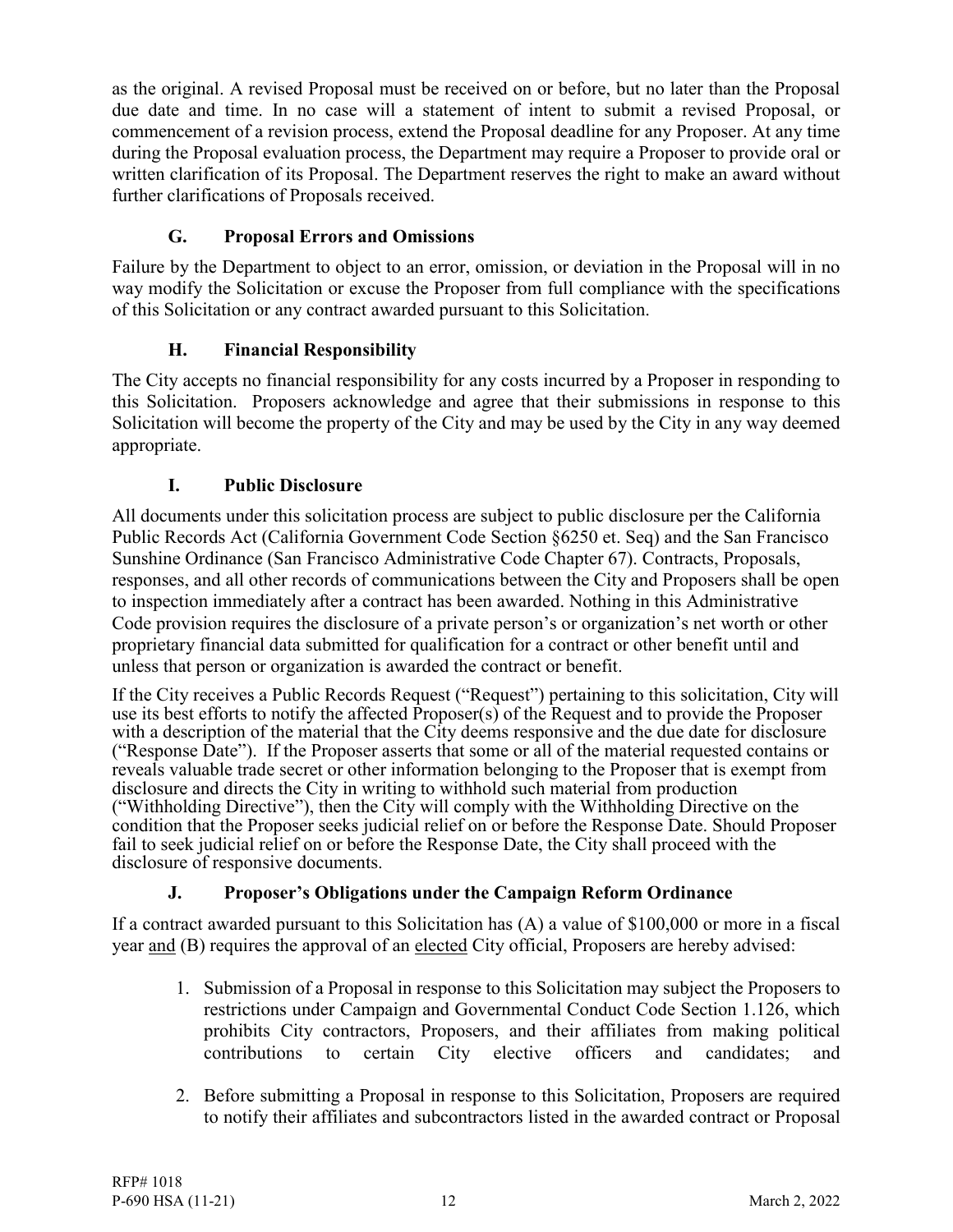as the original. A revised Proposal must be received on or before, but no later than the Proposal due date and time. In no case will a statement of intent to submit a revised Proposal, or commencement of a revision process, extend the Proposal deadline for any Proposer. At any time during the Proposal evaluation process, the Department may require a Proposer to provide oral or written clarification of its Proposal. The Department reserves the right to make an award without further clarifications of Proposals received.

### G. Proposal Errors and Omissions

Failure by the Department to object to an error, omission, or deviation in the Proposal will in no way modify the Solicitation or excuse the Proposer from full compliance with the specifications of this Solicitation or any contract awarded pursuant to this Solicitation.

### H. Financial Responsibility

The City accepts no financial responsibility for any costs incurred by a Proposer in responding to this Solicitation. Proposers acknowledge and agree that their submissions in response to this Solicitation will become the property of the City and may be used by the City in any way deemed appropriate.

### I. Public Disclosure

All documents under this solicitation process are subject to public disclosure per the California Public Records Act (California Government Code Section §6250 et. Seq) and the San Francisco Sunshine Ordinance (San Francisco Administrative Code Chapter 67). Contracts, Proposals, responses, and all other records of communications between the City and Proposers shall be open to inspection immediately after a contract has been awarded. Nothing in this Administrative Code provision requires the disclosure of a private person's or organization's net worth or other proprietary financial data submitted for qualification for a contract or other benefit until and unless that person or organization is awarded the contract or benefit.

If the City receives a Public Records Request ("Request") pertaining to this solicitation, City will use its best efforts to notify the affected Proposer(s) of the Request and to provide the Proposer with a description of the material that the City deems responsive and the due date for disclosure ("Response Date"). If the Proposer asserts that some or all of the material requested contains or reveals valuable trade secret or other information belonging to the Proposer that is exempt from disclosure and directs the City in writing to withhold such material from production ("Withholding Directive"), then the City will comply with the Withholding Directive on the condition that the Proposer seeks judicial relief on or before the Response Date. Should Proposer fail to seek judicial relief on or before the Response Date, the City shall proceed with the disclosure of responsive documents.

### J. Proposer's Obligations under the Campaign Reform Ordinance

If a contract awarded pursuant to this Solicitation has (A) a value of $100,000 or more in a fiscal year and (B) requires the approval of an elected City official, Proposers are hereby advised:

1. Submission of a Proposal in response to this Solicitation may subject the Proposers to restrictions under Campaign and Governmental Conduct Code Section 1.126, which prohibits City contractors, Proposers, and their affiliates from making political contributions to certain City elective officers and candidates; and

2. Before submitting a Proposal in response to this Solicitation, Proposers are required to notify their affiliates and subcontractors listed in the awarded contract or Proposal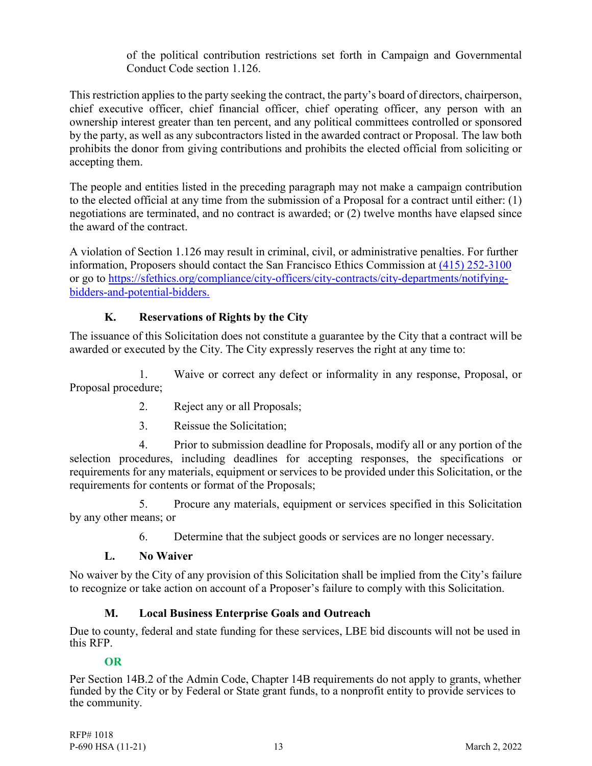of the political contribution restrictions set forth in Campaign and Governmental Conduct Code section 1.126.

This restriction applies to the party seeking the contract, the party's board of directors, chairperson, chief executive officer, chief financial officer, chief operating officer, any person with an ownership interest greater than ten percent, and any political committees controlled or sponsored by the party, as well as any subcontractors listed in the awarded contract or Proposal. The law both prohibits the donor from giving contributions and prohibits the elected official from soliciting or accepting them.

The people and entities listed in the preceding paragraph may not make a campaign contribution to the elected official at any time from the submission of a Proposal for a contract until either: (1) negotiations are terminated, and no contract is awarded; or (2) twelve months have elapsed since the award of the contract.

A violation of Section 1.126 may result in criminal, civil, or administrative penalties. For further information, Proposers should contact the San Francisco Ethics Commission at (415) 252-3100 or go to https://sfethics.org/compliance/city-officers/city-contracts/city-departments/notifying-bidders-and-potential-bidders.

### K. Reservations of Rights by the City

The issuance of this Solicitation does not constitute a guarantee by the City that a contract will be awarded or executed by the City. The City expressly reserves the right at any time to:

1. Waive or correct any defect or informality in any response, Proposal, or Proposal procedure;
2. Reject any or all Proposals;
3. Reissue the Solicitation;
4. Prior to submission deadline for Proposals, modify all or any portion of the selection procedures, including deadlines for accepting responses, the specifications or requirements for any materials, equipment or services to be provided under this Solicitation, or the requirements for contents or format of the Proposals;
5. Procure any materials, equipment or services specified in this Solicitation by any other means; or
6. Determine that the subject goods or services are no longer necessary.

### L. No Waiver

No waiver by the City of any provision of this Solicitation shall be implied from the City's failure to recognize or take action on account of a Proposer's failure to comply with this Solicitation.

### M. Local Business Enterprise Goals and Outreach

Due to county, federal and state funding for these services, LBE bid discounts will not be used in this RFP.

**OR**

Per Section 14B.2 of the Admin Code, Chapter 14B requirements do not apply to grants, whether funded by the City or by Federal or State grant funds, to a nonprofit entity to provide services to the community.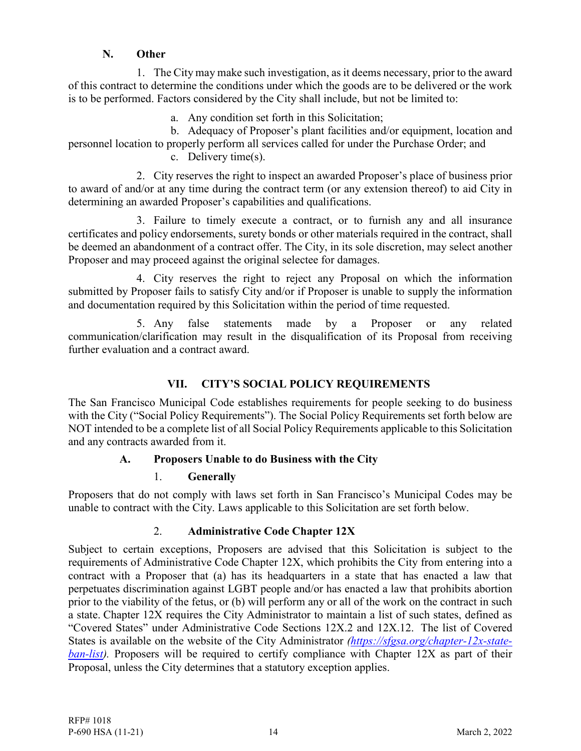### N. Other

1. The City may make such investigation, as it deems necessary, prior to the award of this contract to determine the conditions under which the goods are to be delivered or the work is to be performed. Factors considered by the City shall include, but not be limited to:

   a. Any condition set forth in this Solicitation;

   b. Adequacy of Proposer's plant facilities and/or equipment, location and personnel location to properly perform all services called for under the Purchase Order; and

   c. Delivery time(s).

2. City reserves the right to inspect an awarded Proposer's place of business prior to award of and/or at any time during the contract term (or any extension thereof) to aid City in determining an awarded Proposer's capabilities and qualifications.

3. Failure to timely execute a contract, or to furnish any and all insurance certificates and policy endorsements, surety bonds or other materials required in the contract, shall be deemed an abandonment of a contract offer. The City, in its sole discretion, may select another Proposer and may proceed against the original selectee for damages.

4. City reserves the right to reject any Proposal on which the information submitted by Proposer fails to satisfy City and/or if Proposer is unable to supply the information and documentation required by this Solicitation within the period of time requested.

5. Any false statements made by a Proposer or any related communication/clarification may result in the disqualification of its Proposal from receiving further evaluation and a contract award.

## VII. CITY'S SOCIAL POLICY REQUIREMENTS

The San Francisco Municipal Code establishes requirements for people seeking to do business with the City ("Social Policy Requirements"). The Social Policy Requirements set forth below are NOT intended to be a complete list of all Social Policy Requirements applicable to this Solicitation and any contracts awarded from it.

### A. Proposers Unable to do Business with the City

#### 1. Generally

Proposers that do not comply with laws set forth in San Francisco's Municipal Codes may be unable to contract with the City. Laws applicable to this Solicitation are set forth below.

#### 2. Administrative Code Chapter 12X

Subject to certain exceptions, Proposers are advised that this Solicitation is subject to the requirements of Administrative Code Chapter 12X, which prohibits the City from entering into a contract with a Proposer that (a) has its headquarters in a state that has enacted a law that perpetuates discrimination against LGBT people and/or has enacted a law that prohibits abortion prior to the viability of the fetus, or (b) will perform any or all of the work on the contract in such a state. Chapter 12X requires the City Administrator to maintain a list of such states, defined as "Covered States" under Administrative Code Sections 12X.2 and 12X.12. The list of Covered States is available on the website of the City Administrator *(https://sfgsa.org/chapter-12x-state-ban-list)*. Proposers will be required to certify compliance with Chapter 12X as part of their Proposal, unless the City determines that a statutory exception applies.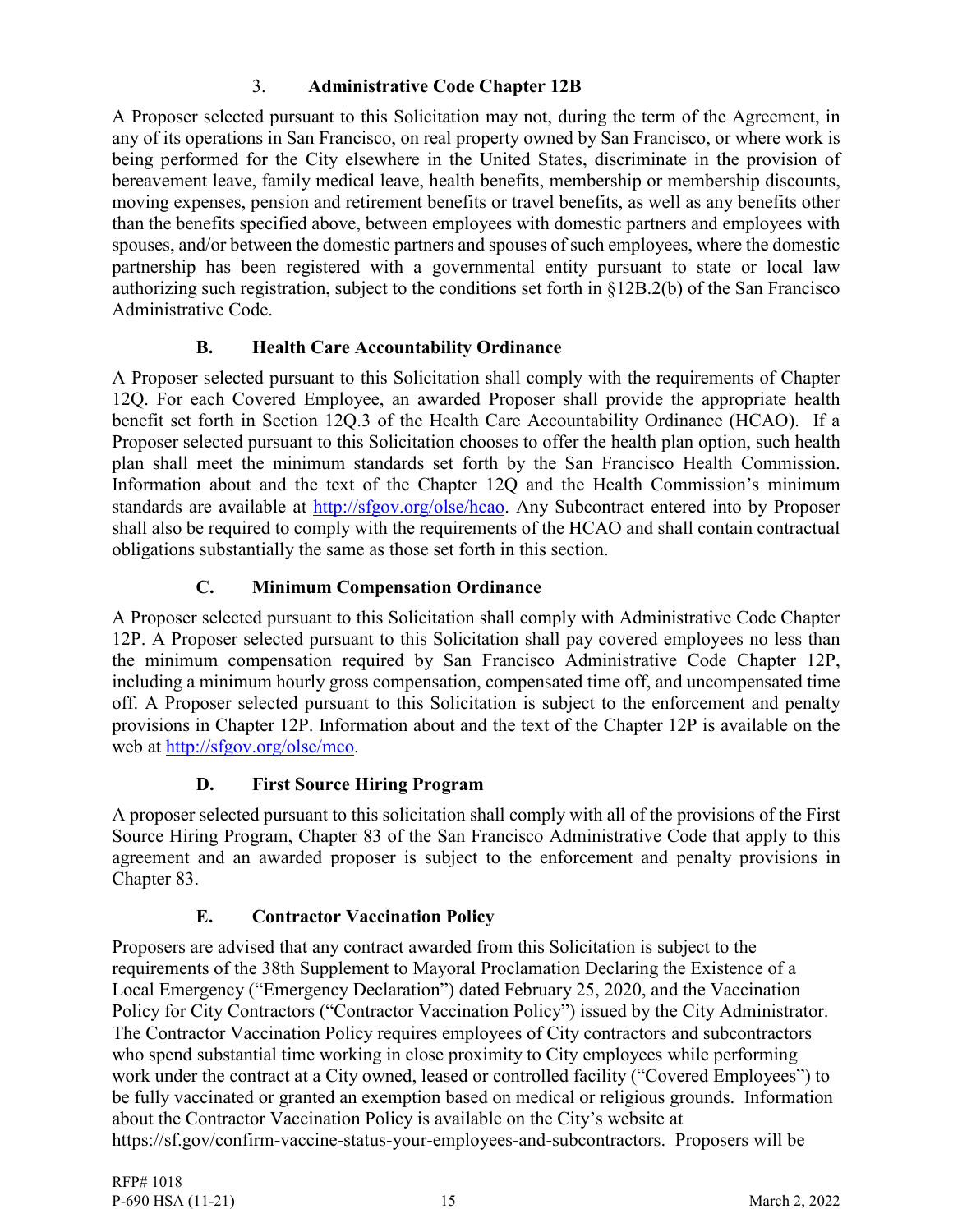### 3. **Administrative Code Chapter 12B**

A Proposer selected pursuant to this Solicitation may not, during the term of the Agreement, in any of its operations in San Francisco, on real property owned by San Francisco, or where work is being performed for the City elsewhere in the United States, discriminate in the provision of bereavement leave, family medical leave, health benefits, membership or membership discounts, moving expenses, pension and retirement benefits or travel benefits, as well as any benefits other than the benefits specified above, between employees with domestic partners and employees with spouses, and/or between the domestic partners and spouses of such employees, where the domestic partnership has been registered with a governmental entity pursuant to state or local law authorizing such registration, subject to the conditions set forth in §12B.2(b) of the San Francisco Administrative Code.

## B. Health Care Accountability Ordinance

A Proposer selected pursuant to this Solicitation shall comply with the requirements of Chapter 12Q. For each Covered Employee, an awarded Proposer shall provide the appropriate health benefit set forth in Section 12Q.3 of the Health Care Accountability Ordinance (HCAO). If a Proposer selected pursuant to this Solicitation chooses to offer the health plan option, such health plan shall meet the minimum standards set forth by the San Francisco Health Commission. Information about and the text of the Chapter 12Q and the Health Commission's minimum standards are available at http://sfgov.org/olse/hcao. Any Subcontract entered into by Proposer shall also be required to comply with the requirements of the HCAO and shall contain contractual obligations substantially the same as those set forth in this section.

## C. Minimum Compensation Ordinance

A Proposer selected pursuant to this Solicitation shall comply with Administrative Code Chapter 12P. A Proposer selected pursuant to this Solicitation shall pay covered employees no less than the minimum compensation required by San Francisco Administrative Code Chapter 12P, including a minimum hourly gross compensation, compensated time off, and uncompensated time off. A Proposer selected pursuant to this Solicitation is subject to the enforcement and penalty provisions in Chapter 12P. Information about and the text of the Chapter 12P is available on the web at http://sfgov.org/olse/mco.

## D. First Source Hiring Program

A proposer selected pursuant to this solicitation shall comply with all of the provisions of the First Source Hiring Program, Chapter 83 of the San Francisco Administrative Code that apply to this agreement and an awarded proposer is subject to the enforcement and penalty provisions in Chapter 83.

## E. Contractor Vaccination Policy

Proposers are advised that any contract awarded from this Solicitation is subject to the requirements of the 38th Supplement to Mayoral Proclamation Declaring the Existence of a Local Emergency ("Emergency Declaration") dated February 25, 2020, and the Vaccination Policy for City Contractors ("Contractor Vaccination Policy") issued by the City Administrator. The Contractor Vaccination Policy requires employees of City contractors and subcontractors who spend substantial time working in close proximity to City employees while performing work under the contract at a City owned, leased or controlled facility ("Covered Employees") to be fully vaccinated or granted an exemption based on medical or religious grounds. Information about the Contractor Vaccination Policy is available on the City's website at https://sf.gov/confirm-vaccine-status-your-employees-and-subcontractors. Proposers will be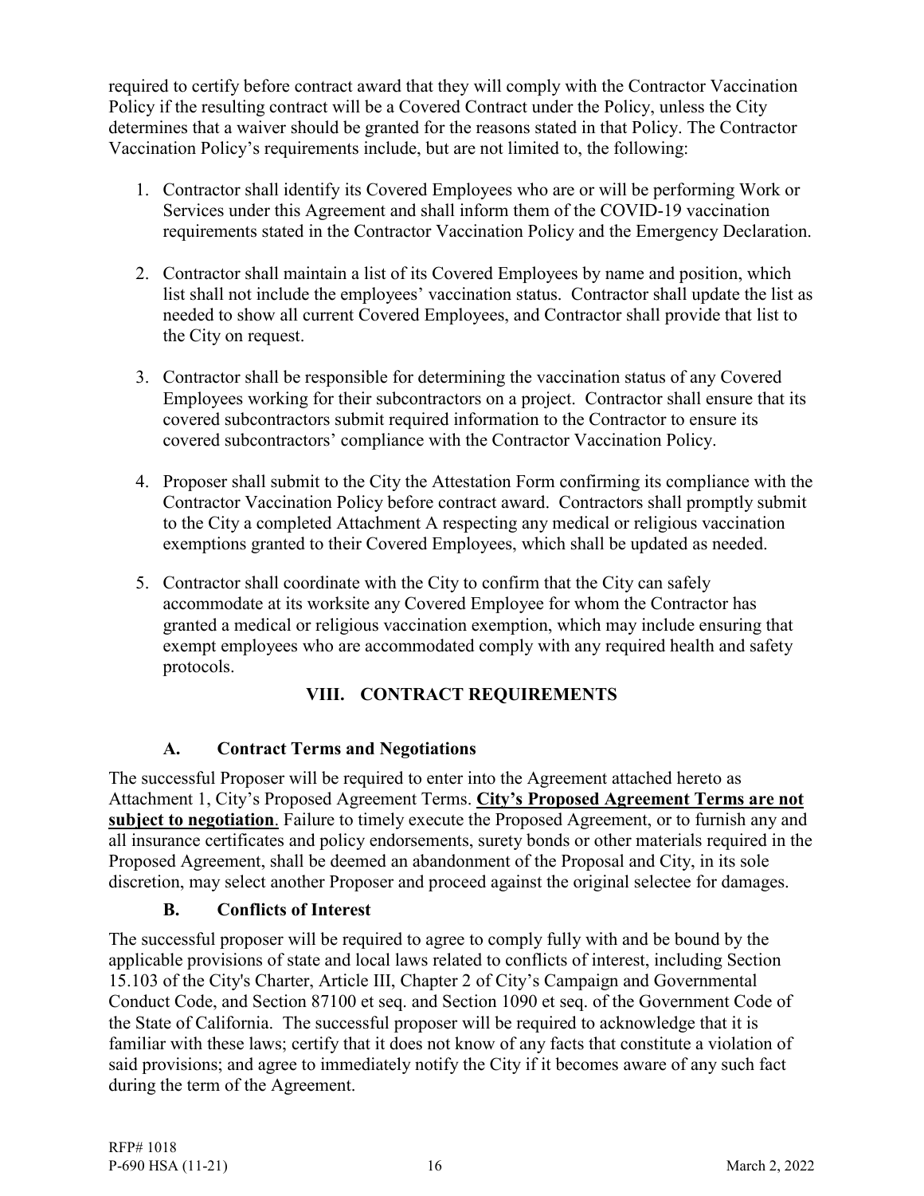required to certify before contract award that they will comply with the Contractor Vaccination Policy if the resulting contract will be a Covered Contract under the Policy, unless the City determines that a waiver should be granted for the reasons stated in that Policy. The Contractor Vaccination Policy's requirements include, but are not limited to, the following:

1. Contractor shall identify its Covered Employees who are or will be performing Work or Services under this Agreement and shall inform them of the COVID-19 vaccination requirements stated in the Contractor Vaccination Policy and the Emergency Declaration.

2. Contractor shall maintain a list of its Covered Employees by name and position, which list shall not include the employees' vaccination status. Contractor shall update the list as needed to show all current Covered Employees, and Contractor shall provide that list to the City on request.

3. Contractor shall be responsible for determining the vaccination status of any Covered Employees working for their subcontractors on a project. Contractor shall ensure that its covered subcontractors submit required information to the Contractor to ensure its covered subcontractors' compliance with the Contractor Vaccination Policy.

4. Proposer shall submit to the City the Attestation Form confirming its compliance with the Contractor Vaccination Policy before contract award. Contractors shall promptly submit to the City a completed Attachment A respecting any medical or religious vaccination exemptions granted to their Covered Employees, which shall be updated as needed.

5. Contractor shall coordinate with the City to confirm that the City can safely accommodate at its worksite any Covered Employee for whom the Contractor has granted a medical or religious vaccination exemption, which may include ensuring that exempt employees who are accommodated comply with any required health and safety protocols.

## VIII. CONTRACT REQUIREMENTS

### A. Contract Terms and Negotiations

The successful Proposer will be required to enter into the Agreement attached hereto as Attachment 1, City's Proposed Agreement Terms. **City's Proposed Agreement Terms are not subject to negotiation**. Failure to timely execute the Proposed Agreement, or to furnish any and all insurance certificates and policy endorsements, surety bonds or other materials required in the Proposed Agreement, shall be deemed an abandonment of the Proposal and City, in its sole discretion, may select another Proposer and proceed against the original selectee for damages.

### B. Conflicts of Interest

The successful proposer will be required to agree to comply fully with and be bound by the applicable provisions of state and local laws related to conflicts of interest, including Section 15.103 of the City's Charter, Article III, Chapter 2 of City's Campaign and Governmental Conduct Code, and Section 87100 et seq. and Section 1090 et seq. of the Government Code of the State of California. The successful proposer will be required to acknowledge that it is familiar with these laws; certify that it does not know of any facts that constitute a violation of said provisions; and agree to immediately notify the City if it becomes aware of any such fact during the term of the Agreement.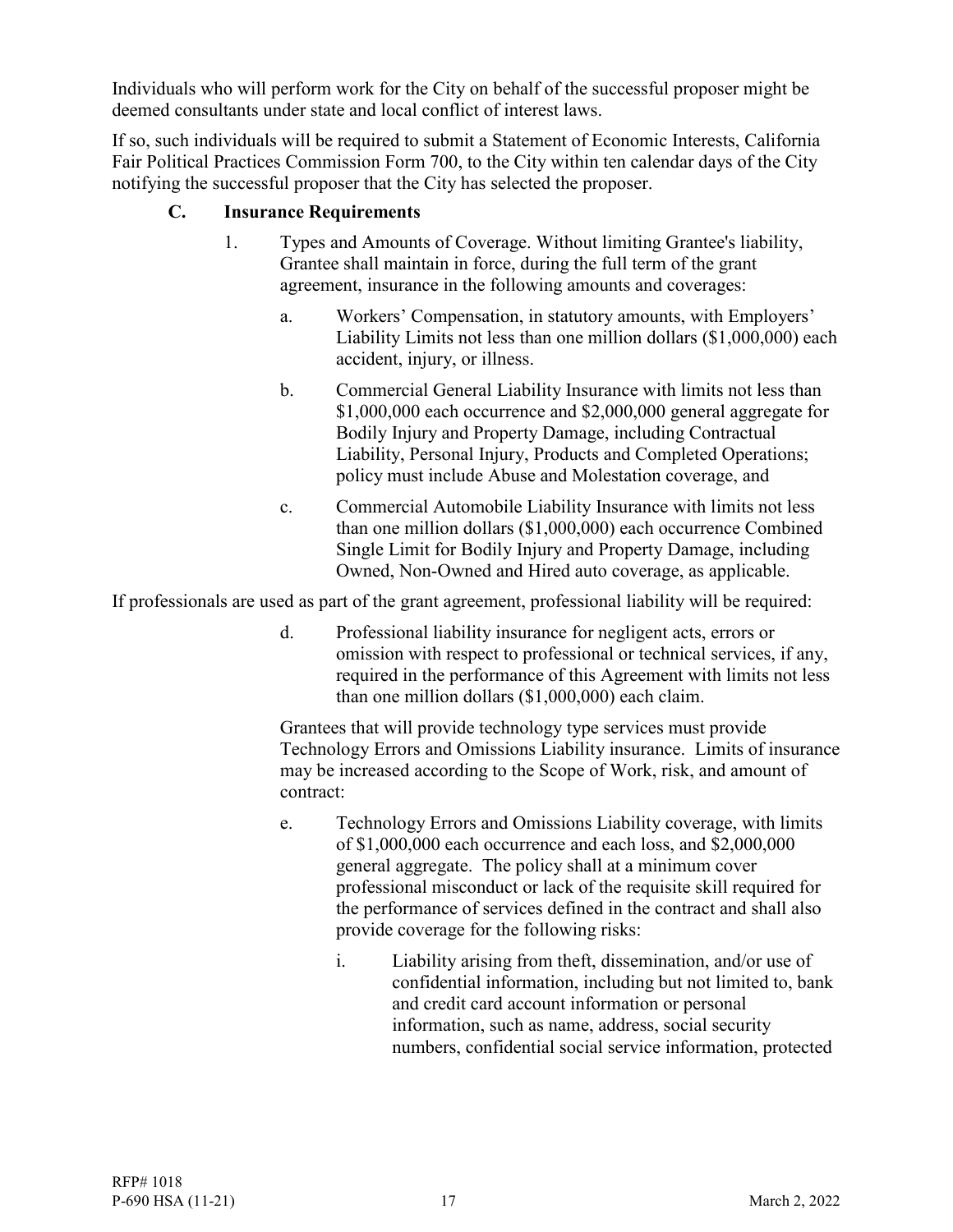Individuals who will perform work for the City on behalf of the successful proposer might be deemed consultants under state and local conflict of interest laws.

If so, such individuals will be required to submit a Statement of Economic Interests, California Fair Political Practices Commission Form 700, to the City within ten calendar days of the City notifying the successful proposer that the City has selected the proposer.

### C. Insurance Requirements

1. Types and Amounts of Coverage. Without limiting Grantee's liability, Grantee shall maintain in force, during the full term of the grant agreement, insurance in the following amounts and coverages:

   a. Workers' Compensation, in statutory amounts, with Employers' Liability Limits not less than one million dollars ($1,000,000) each accident, injury, or illness.

   b. Commercial General Liability Insurance with limits not less than $1,000,000 each occurrence and $2,000,000 general aggregate for Bodily Injury and Property Damage, including Contractual Liability, Personal Injury, Products and Completed Operations; policy must include Abuse and Molestation coverage, and

   c. Commercial Automobile Liability Insurance with limits not less than one million dollars ($1,000,000) each occurrence Combined Single Limit for Bodily Injury and Property Damage, including Owned, Non-Owned and Hired auto coverage, as applicable.

If professionals are used as part of the grant agreement, professional liability will be required:

   d. Professional liability insurance for negligent acts, errors or omission with respect to professional or technical services, if any, required in the performance of this Agreement with limits not less than one million dollars ($1,000,000) each claim.

   Grantees that will provide technology type services must provide Technology Errors and Omissions Liability insurance. Limits of insurance may be increased according to the Scope of Work, risk, and amount of contract:

   e. Technology Errors and Omissions Liability coverage, with limits of $1,000,000 each occurrence and each loss, and $2,000,000 general aggregate. The policy shall at a minimum cover professional misconduct or lack of the requisite skill required for the performance of services defined in the contract and shall also provide coverage for the following risks:

      i. Liability arising from theft, dissemination, and/or use of confidential information, including but not limited to, bank and credit card account information or personal information, such as name, address, social security numbers, confidential social service information, protected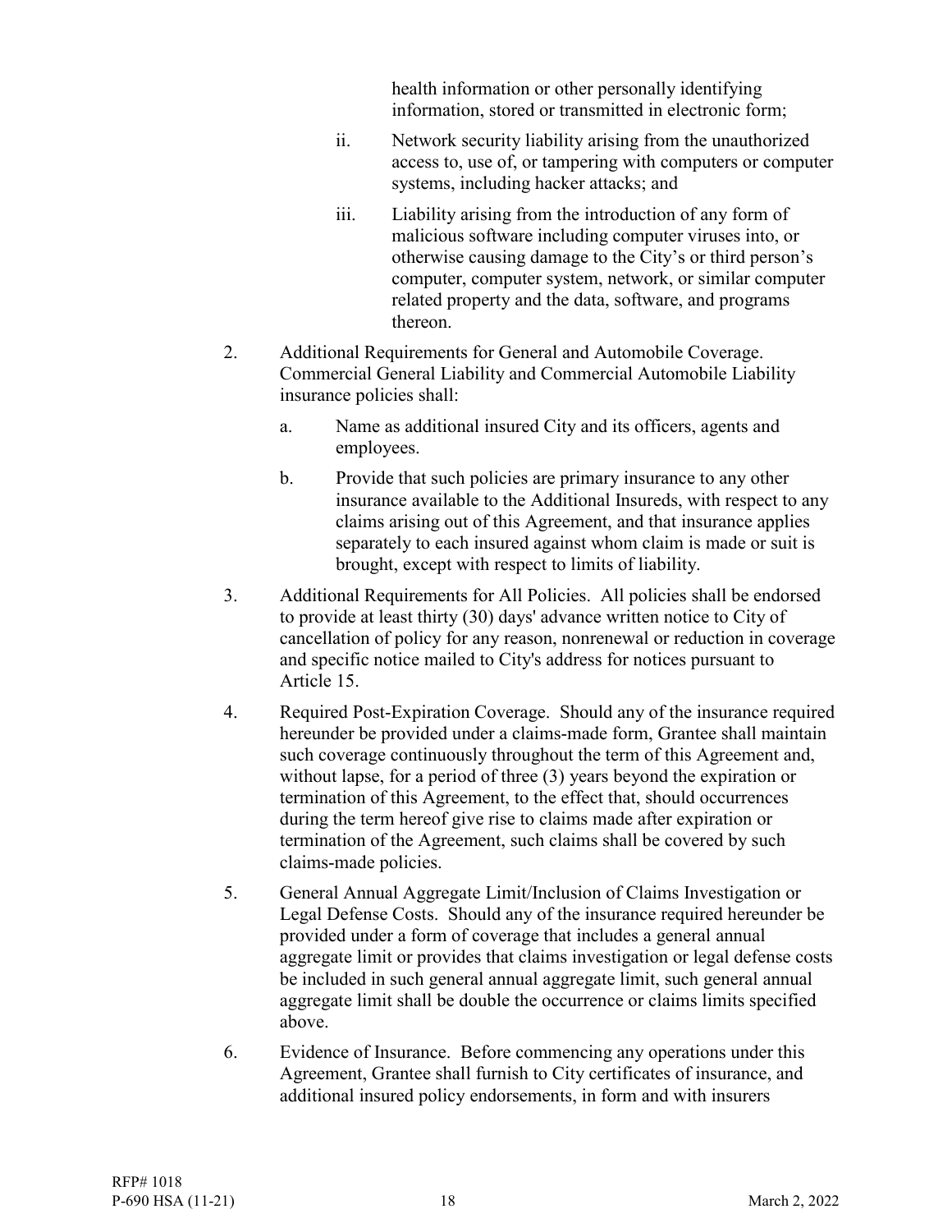health information or other personally identifying information, stored or transmitted in electronic form;

ii. Network security liability arising from the unauthorized access to, use of, or tampering with computers or computer systems, including hacker attacks; and

iii. Liability arising from the introduction of any form of malicious software including computer viruses into, or otherwise causing damage to the City's or third person's computer, computer system, network, or similar computer related property and the data, software, and programs thereon.

2. Additional Requirements for General and Automobile Coverage. Commercial General Liability and Commercial Automobile Liability insurance policies shall:

   a. Name as additional insured City and its officers, agents and employees.

   b. Provide that such policies are primary insurance to any other insurance available to the Additional Insureds, with respect to any claims arising out of this Agreement, and that insurance applies separately to each insured against whom claim is made or suit is brought, except with respect to limits of liability.

3. Additional Requirements for All Policies. All policies shall be endorsed to provide at least thirty (30) days' advance written notice to City of cancellation of policy for any reason, nonrenewal or reduction in coverage and specific notice mailed to City's address for notices pursuant to Article 15.

4. Required Post-Expiration Coverage. Should any of the insurance required hereunder be provided under a claims-made form, Grantee shall maintain such coverage continuously throughout the term of this Agreement and, without lapse, for a period of three (3) years beyond the expiration or termination of this Agreement, to the effect that, should occurrences during the term hereof give rise to claims made after expiration or termination of the Agreement, such claims shall be covered by such claims-made policies.

5. General Annual Aggregate Limit/Inclusion of Claims Investigation or Legal Defense Costs. Should any of the insurance required hereunder be provided under a form of coverage that includes a general annual aggregate limit or provides that claims investigation or legal defense costs be included in such general annual aggregate limit, such general annual aggregate limit shall be double the occurrence or claims limits specified above.

6. Evidence of Insurance. Before commencing any operations under this Agreement, Grantee shall furnish to City certificates of insurance, and additional insured policy endorsements, in form and with insurers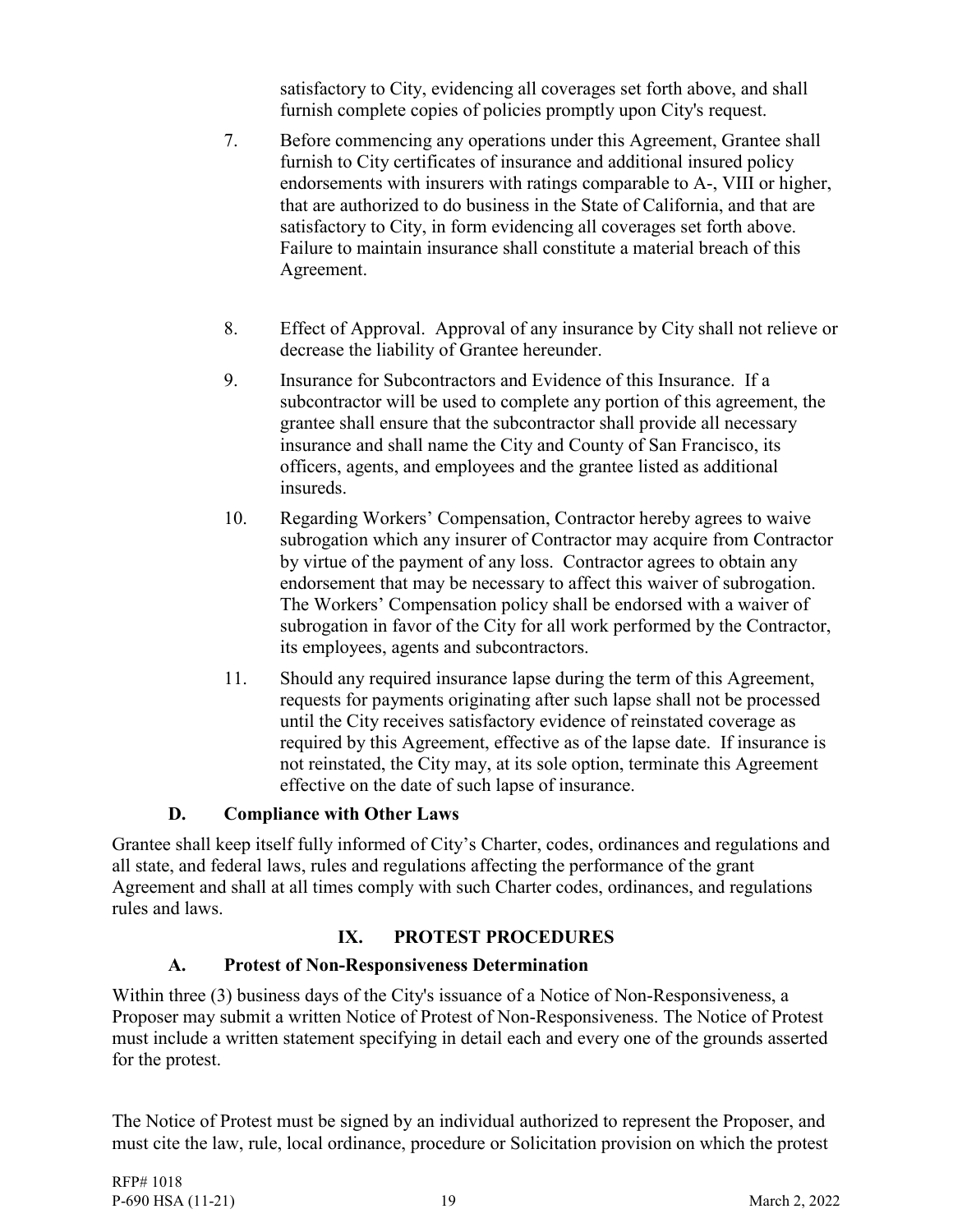satisfactory to City, evidencing all coverages set forth above, and shall furnish complete copies of policies promptly upon City's request.

7. Before commencing any operations under this Agreement, Grantee shall furnish to City certificates of insurance and additional insured policy endorsements with insurers with ratings comparable to A-, VIII or higher, that are authorized to do business in the State of California, and that are satisfactory to City, in form evidencing all coverages set forth above. Failure to maintain insurance shall constitute a material breach of this Agreement.

8. Effect of Approval. Approval of any insurance by City shall not relieve or decrease the liability of Grantee hereunder.

9. Insurance for Subcontractors and Evidence of this Insurance. If a subcontractor will be used to complete any portion of this agreement, the grantee shall ensure that the subcontractor shall provide all necessary insurance and shall name the City and County of San Francisco, its officers, agents, and employees and the grantee listed as additional insureds.

10. Regarding Workers' Compensation, Contractor hereby agrees to waive subrogation which any insurer of Contractor may acquire from Contractor by virtue of the payment of any loss. Contractor agrees to obtain any endorsement that may be necessary to affect this waiver of subrogation. The Workers' Compensation policy shall be endorsed with a waiver of subrogation in favor of the City for all work performed by the Contractor, its employees, agents and subcontractors.

11. Should any required insurance lapse during the term of this Agreement, requests for payments originating after such lapse shall not be processed until the City receives satisfactory evidence of reinstated coverage as required by this Agreement, effective as of the lapse date. If insurance is not reinstated, the City may, at its sole option, terminate this Agreement effective on the date of such lapse of insurance.

### D. Compliance with Other Laws

Grantee shall keep itself fully informed of City's Charter, codes, ordinances and regulations and all state, and federal laws, rules and regulations affecting the performance of the grant Agreement and shall at all times comply with such Charter codes, ordinances, and regulations rules and laws.

## IX. PROTEST PROCEDURES

### A. Protest of Non-Responsiveness Determination

Within three (3) business days of the City's issuance of a Notice of Non-Responsiveness, a Proposer may submit a written Notice of Protest of Non-Responsiveness. The Notice of Protest must include a written statement specifying in detail each and every one of the grounds asserted for the protest.

The Notice of Protest must be signed by an individual authorized to represent the Proposer, and must cite the law, rule, local ordinance, procedure or Solicitation provision on which the protest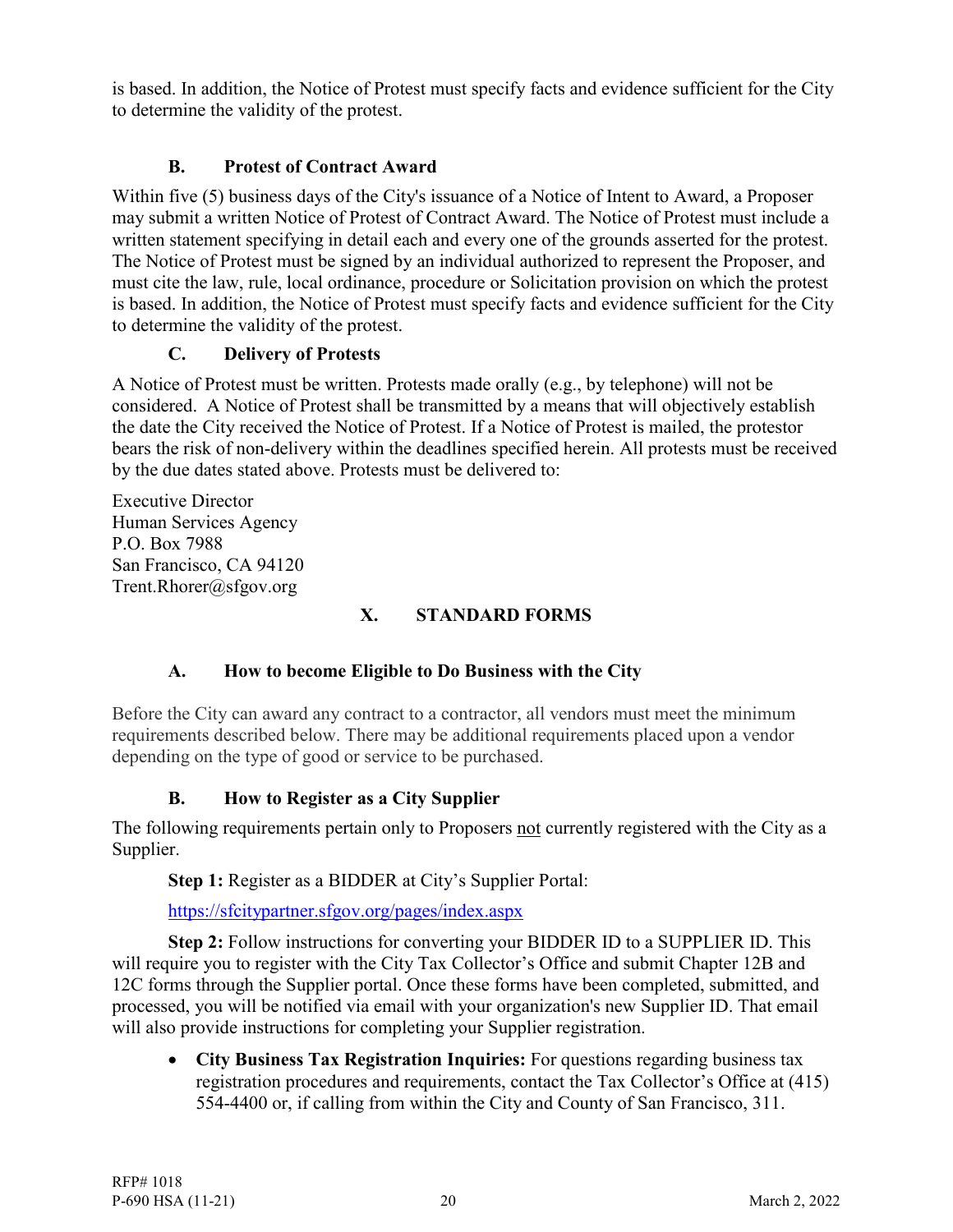is based. In addition, the Notice of Protest must specify facts and evidence sufficient for the City to determine the validity of the protest.

### B. Protest of Contract Award

Within five (5) business days of the City's issuance of a Notice of Intent to Award, a Proposer may submit a written Notice of Protest of Contract Award. The Notice of Protest must include a written statement specifying in detail each and every one of the grounds asserted for the protest. The Notice of Protest must be signed by an individual authorized to represent the Proposer, and must cite the law, rule, local ordinance, procedure or Solicitation provision on which the protest is based. In addition, the Notice of Protest must specify facts and evidence sufficient for the City to determine the validity of the protest.

### C. Delivery of Protests

A Notice of Protest must be written. Protests made orally (e.g., by telephone) will not be considered. A Notice of Protest shall be transmitted by a means that will objectively establish the date the City received the Notice of Protest. If a Notice of Protest is mailed, the protestor bears the risk of non-delivery within the deadlines specified herein. All protests must be received by the due dates stated above. Protests must be delivered to:

Executive Director
Human Services Agency
P.O. Box 7988
San Francisco, CA 94120
Trent.Rhorer@sfgov.org

## X. STANDARD FORMS

### A. How to become Eligible to Do Business with the City

Before the City can award any contract to a contractor, all vendors must meet the minimum requirements described below. There may be additional requirements placed upon a vendor depending on the type of good or service to be purchased.

### B. How to Register as a City Supplier

The following requirements pertain only to Proposers not currently registered with the City as a Supplier.

**Step 1:** Register as a BIDDER at City's Supplier Portal:

https://sfcitypartner.sfgov.org/pages/index.aspx

**Step 2:** Follow instructions for converting your BIDDER ID to a SUPPLIER ID. This will require you to register with the City Tax Collector's Office and submit Chapter 12B and 12C forms through the Supplier portal. Once these forms have been completed, submitted, and processed, you will be notified via email with your organization's new Supplier ID. That email will also provide instructions for completing your Supplier registration.

- **City Business Tax Registration Inquiries:** For questions regarding business tax registration procedures and requirements, contact the Tax Collector's Office at (415) 554-4400 or, if calling from within the City and County of San Francisco, 311.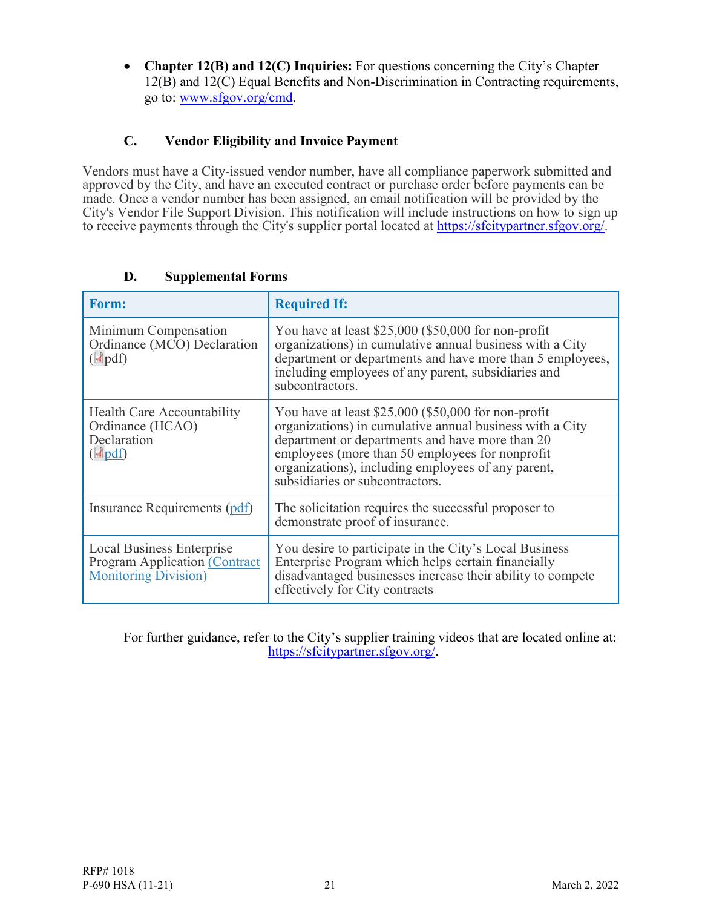- **Chapter 12(B) and 12(C) Inquiries:** For questions concerning the City's Chapter 12(B) and 12(C) Equal Benefits and Non-Discrimination in Contracting requirements, go to: www.sfgov.org/cmd.

### C. Vendor Eligibility and Invoice Payment

Vendors must have a City-issued vendor number, have all compliance paperwork submitted and approved by the City, and have an executed contract or purchase order before payments can be made. Once a vendor number has been assigned, an email notification will be provided by the City's Vendor File Support Division. This notification will include instructions on how to sign up to receive payments through the City's supplier portal located at https://sfcitypartner.sfgov.org/.

### D. Supplemental Forms

| Form: | Required If: |
| --- | --- |
| Minimum Compensation Ordinance (MCO) Declaration (pdf) | You have at least $25,000 ($50,000 for non-profit organizations) in cumulative annual business with a City department or departments and have more than 5 employees, including employees of any parent, subsidiaries and subcontractors. |
| Health Care Accountability Ordinance (HCAO) Declaration (pdf) | You have at least $25,000 ($50,000 for non-profit organizations) in cumulative annual business with a City department or departments and have more than 20 employees (more than 50 employees for nonprofit organizations), including employees of any parent, subsidiaries or subcontractors. |
| Insurance Requirements (pdf) | The solicitation requires the successful proposer to demonstrate proof of insurance. |
| Local Business Enterprise Program Application (Contract Monitoring Division) | You desire to participate in the City's Local Business Enterprise Program which helps certain financially disadvantaged businesses increase their ability to compete effectively for City contracts |

For further guidance, refer to the City's supplier training videos that are located online at: https://sfcitypartner.sfgov.org/.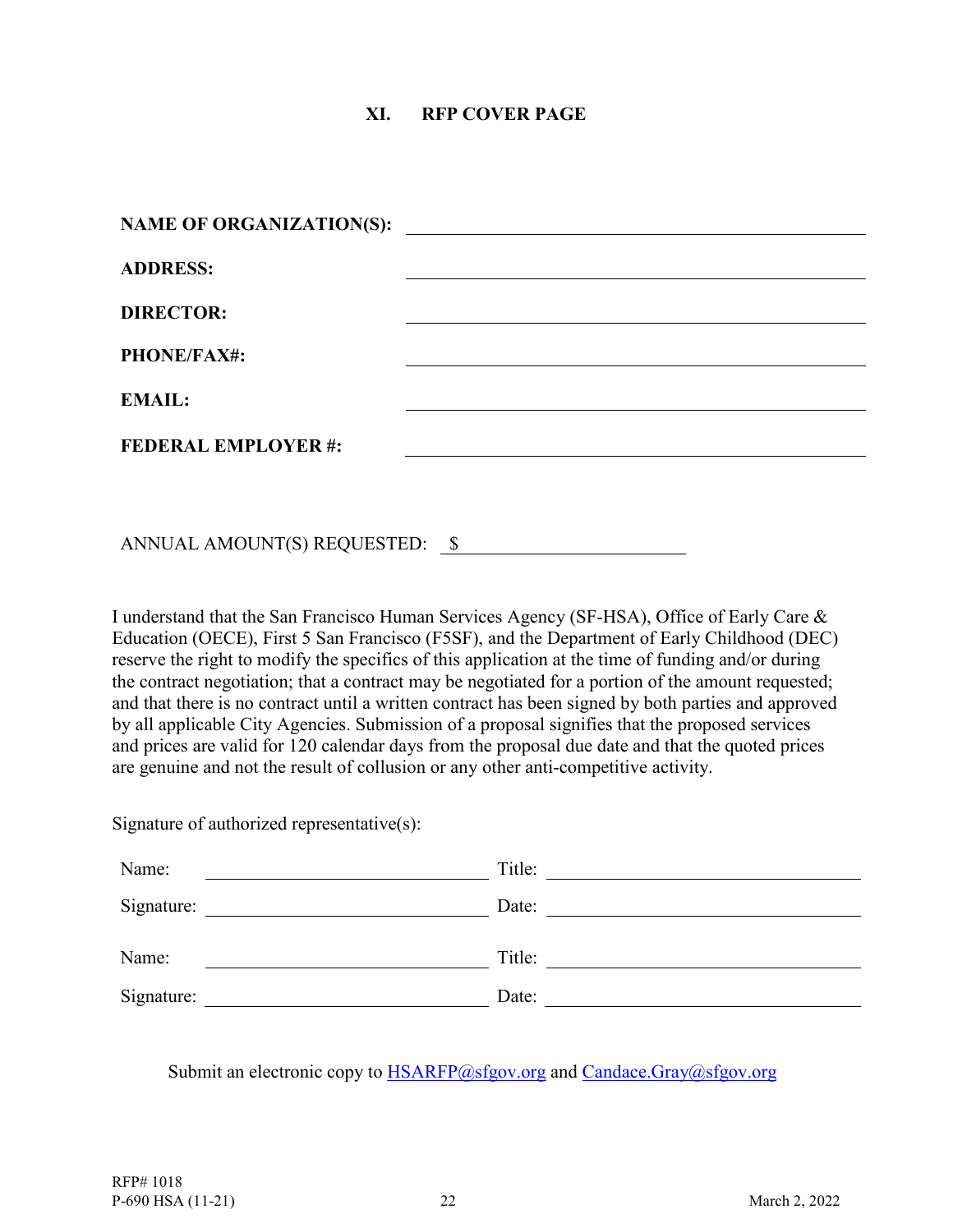## XI. RFP COVER PAGE

**NAME OF ORGANIZATION(S):** ______________________________

**ADDRESS:** ______________________________

**DIRECTOR:** ______________________________

**PHONE/FAX#:** ______________________________

**EMAIL:** ______________________________

**FEDERAL EMPLOYER #:** ______________________________

ANNUAL AMOUNT(S) REQUESTED: $______________________

I understand that the San Francisco Human Services Agency (SF-HSA), Office of Early Care & Education (OECE), First 5 San Francisco (F5SF), and the Department of Early Childhood (DEC) reserve the right to modify the specifics of this application at the time of funding and/or during the contract negotiation; that a contract may be negotiated for a portion of the amount requested; and that there is no contract until a written contract has been signed by both parties and approved by all applicable City Agencies. Submission of a proposal signifies that the proposed services and prices are valid for 120 calendar days from the proposal due date and that the quoted prices are genuine and not the result of collusion or any other anti-competitive activity.

Signature of authorized representative(s):

Name: ______________________ Title: ______________________

Signature: ______________________ Date: ______________________

Name: ______________________ Title: ______________________

Signature: ______________________ Date: ______________________

Submit an electronic copy to HSARFP@sfgov.org and Candace.Gray@sfgov.org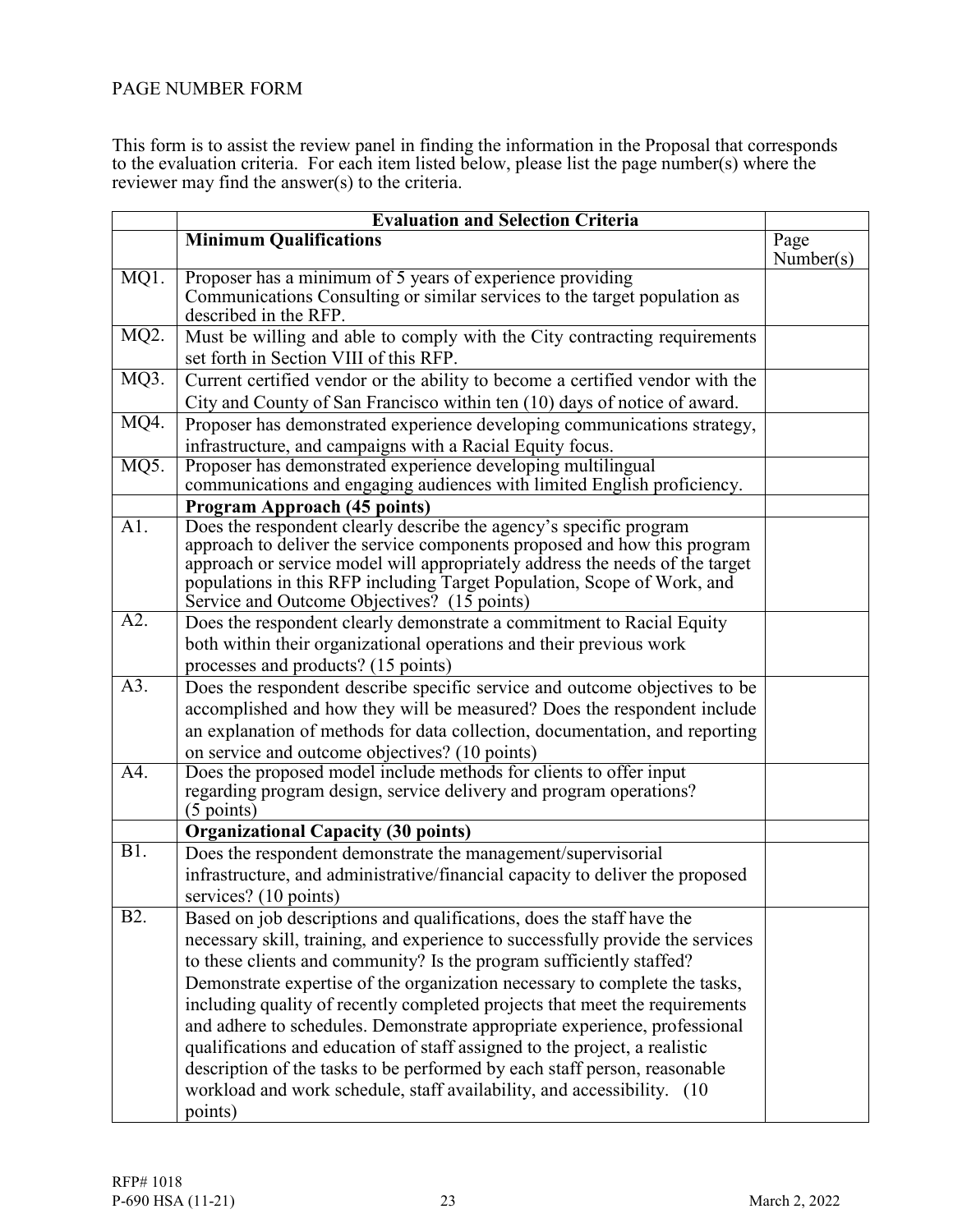PAGE NUMBER FORM

This form is to assist the review panel in finding the information in the Proposal that corresponds to the evaluation criteria. For each item listed below, please list the page number(s) where the reviewer may find the answer(s) to the criteria.

| | Evaluation and Selection Criteria | |
|---|---|---|
| | **Minimum Qualifications** | Page Number(s) |
| MQ1. | Proposer has a minimum of 5 years of experience providing Communications Consulting or similar services to the target population as described in the RFP. | |
| MQ2. | Must be willing and able to comply with the City contracting requirements set forth in Section VIII of this RFP. | |
| MQ3. | Current certified vendor or the ability to become a certified vendor with the City and County of San Francisco within ten (10) days of notice of award. | |
| MQ4. | Proposer has demonstrated experience developing communications strategy, infrastructure, and campaigns with a Racial Equity focus. | |
| MQ5. | Proposer has demonstrated experience developing multilingual communications and engaging audiences with limited English proficiency. | |
| | **Program Approach (45 points)** | |
| A1. | Does the respondent clearly describe the agency's specific program approach to deliver the service components proposed and how this program approach or service model will appropriately address the needs of the target populations in this RFP including Target Population, Scope of Work, and Service and Outcome Objectives? (15 points) | |
| A2. | Does the respondent clearly demonstrate a commitment to Racial Equity both within their organizational operations and their previous work processes and products? (15 points) | |
| A3. | Does the respondent describe specific service and outcome objectives to be accomplished and how they will be measured? Does the respondent include an explanation of methods for data collection, documentation, and reporting on service and outcome objectives? (10 points) | |
| A4. | Does the proposed model include methods for clients to offer input regarding program design, service delivery and program operations? (5 points) | |
| | **Organizational Capacity (30 points)** | |
| B1. | Does the respondent demonstrate the management/supervisorial infrastructure, and administrative/financial capacity to deliver the proposed services? (10 points) | |
| B2. | Based on job descriptions and qualifications, does the staff have the necessary skill, training, and experience to successfully provide the services to these clients and community? Is the program sufficiently staffed? Demonstrate expertise of the organization necessary to complete the tasks, including quality of recently completed projects that meet the requirements and adhere to schedules. Demonstrate appropriate experience, professional qualifications and education of staff assigned to the project, a realistic description of the tasks to be performed by each staff person, reasonable workload and work schedule, staff availability, and accessibility. (10 points) | |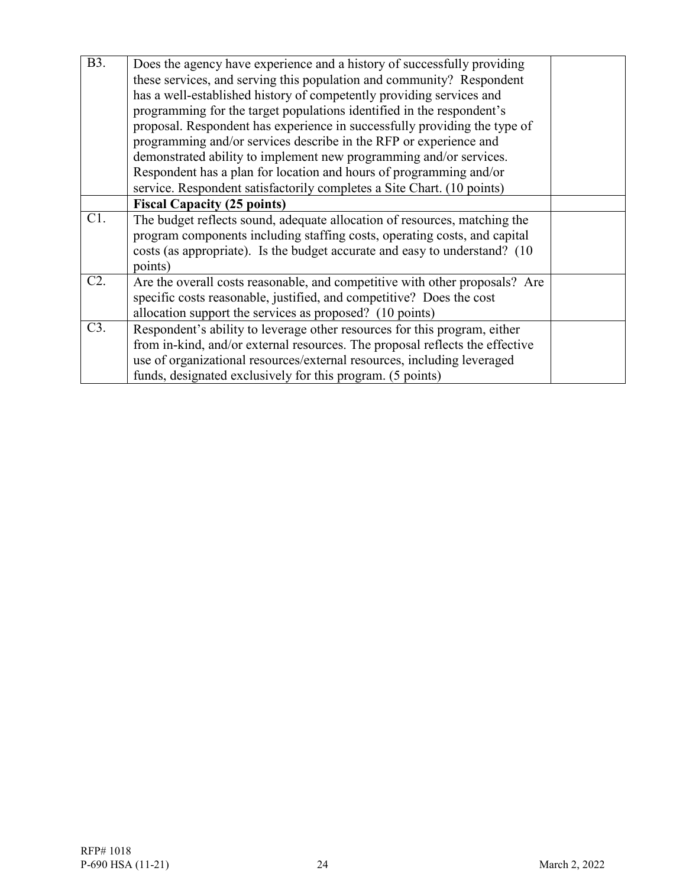| | | |
|---|---|---|
| B3. | Does the agency have experience and a history of successfully providing these services, and serving this population and community? Respondent has a well-established history of competently providing services and programming for the target populations identified in the respondent's proposal. Respondent has experience in successfully providing the type of programming and/or services describe in the RFP or experience and demonstrated ability to implement new programming and/or services. Respondent has a plan for location and hours of programming and/or service. Respondent satisfactorily completes a Site Chart. (10 points) | |
| | **Fiscal Capacity (25 points)** | |
| C1. | The budget reflects sound, adequate allocation of resources, matching the program components including staffing costs, operating costs, and capital costs (as appropriate). Is the budget accurate and easy to understand? (10 points) | |
| C2. | Are the overall costs reasonable, and competitive with other proposals? Are specific costs reasonable, justified, and competitive? Does the cost allocation support the services as proposed? (10 points) | |
| C3. | Respondent's ability to leverage other resources for this program, either from in-kind, and/or external resources. The proposal reflects the effective use of organizational resources/external resources, including leveraged funds, designated exclusively for this program. (5 points) | |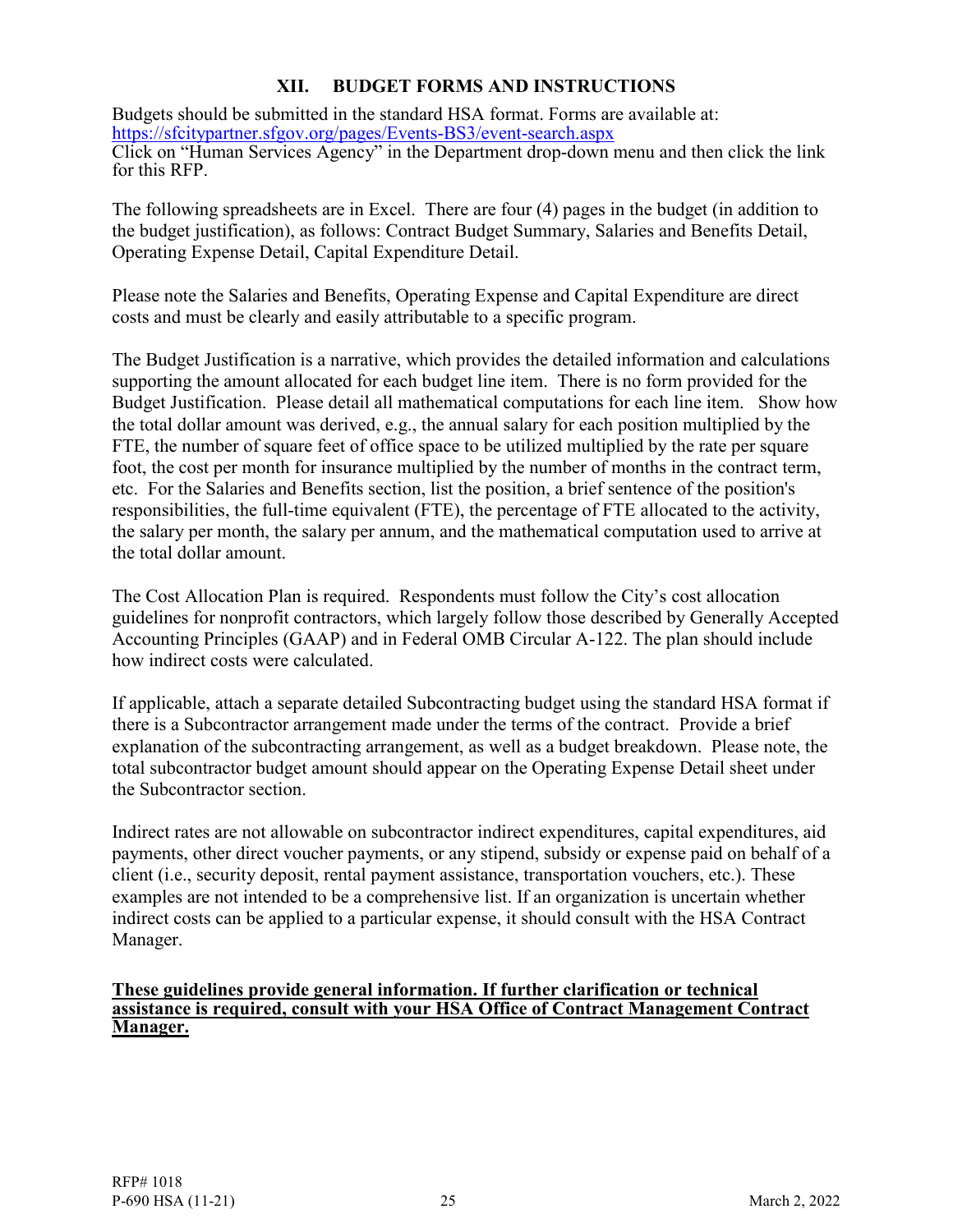## XII. BUDGET FORMS AND INSTRUCTIONS

Budgets should be submitted in the standard HSA format. Forms are available at:
https://sfcitypartner.sfgov.org/pages/Events-BS3/event-search.aspx
Click on "Human Services Agency" in the Department drop-down menu and then click the link for this RFP.

The following spreadsheets are in Excel. There are four (4) pages in the budget (in addition to the budget justification), as follows: Contract Budget Summary, Salaries and Benefits Detail, Operating Expense Detail, Capital Expenditure Detail.

Please note the Salaries and Benefits, Operating Expense and Capital Expenditure are direct costs and must be clearly and easily attributable to a specific program.

The Budget Justification is a narrative, which provides the detailed information and calculations supporting the amount allocated for each budget line item. There is no form provided for the Budget Justification. Please detail all mathematical computations for each line item. Show how the total dollar amount was derived, e.g., the annual salary for each position multiplied by the FTE, the number of square feet of office space to be utilized multiplied by the rate per square foot, the cost per month for insurance multiplied by the number of months in the contract term, etc. For the Salaries and Benefits section, list the position, a brief sentence of the position's responsibilities, the full-time equivalent (FTE), the percentage of FTE allocated to the activity, the salary per month, the salary per annum, and the mathematical computation used to arrive at the total dollar amount.

The Cost Allocation Plan is required. Respondents must follow the City's cost allocation guidelines for nonprofit contractors, which largely follow those described by Generally Accepted Accounting Principles (GAAP) and in Federal OMB Circular A-122. The plan should include how indirect costs were calculated.

If applicable, attach a separate detailed Subcontracting budget using the standard HSA format if there is a Subcontractor arrangement made under the terms of the contract. Provide a brief explanation of the subcontracting arrangement, as well as a budget breakdown. Please note, the total subcontractor budget amount should appear on the Operating Expense Detail sheet under the Subcontractor section.

Indirect rates are not allowable on subcontractor indirect expenditures, capital expenditures, aid payments, other direct voucher payments, or any stipend, subsidy or expense paid on behalf of a client (i.e., security deposit, rental payment assistance, transportation vouchers, etc.). These examples are not intended to be a comprehensive list. If an organization is uncertain whether indirect costs can be applied to a particular expense, it should consult with the HSA Contract Manager.

**These guidelines provide general information. If further clarification or technical assistance is required, consult with your HSA Office of Contract Management Contract Manager.**